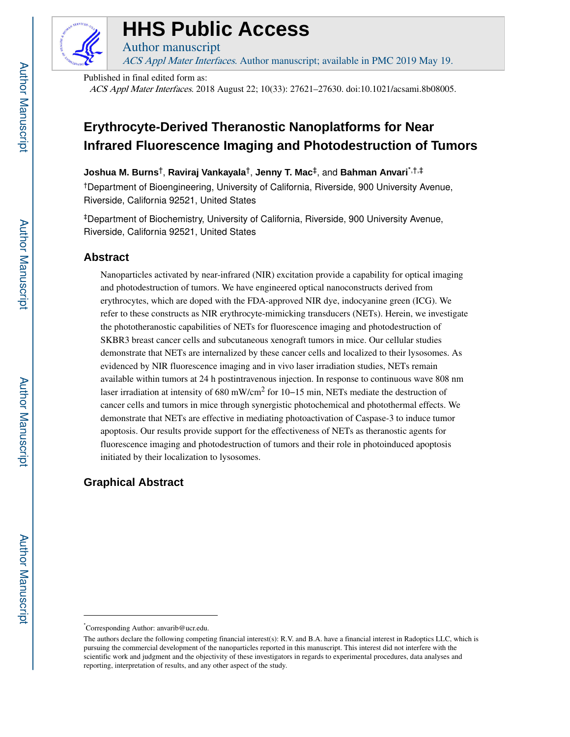# HHS Public Access

Author manuscript

*ACS Appl Mater Interfaces*. Author manuscript; available in PMC 2019 May 19.

Published in final edited form as:

*ACS Appl Mater Interfaces*. 2018 August 22; 10(33): 27621–27630. doi:10.1021/acsami.8b08005.

# Erythrocyte-Derived Theranostic Nanoplatforms for Near Infrared Fluorescence Imaging and Photodestruction of Tumors

**Joshua M. Burns**[†], **Raviraj Vankayala**[†], **Jenny T. Mac**[‡], and **Bahman Anvari**[*,†,‡]

[†]Department of Bioengineering, University of California, Riverside, 900 University Avenue, Riverside, California 92521, United States

[‡]Department of Biochemistry, University of California, Riverside, 900 University Avenue, Riverside, California 92521, United States

## Abstract

Nanoparticles activated by near-infrared (NIR) excitation provide a capability for optical imaging and photodestruction of tumors. We have engineered optical nanoconstructs derived from erythrocytes, which are doped with the FDA-approved NIR dye, indocyanine green (ICG). We refer to these constructs as NIR erythrocyte-mimicking transducers (NETs). Herein, we investigate the phototheranostic capabilities of NETs for fluorescence imaging and photodestruction of SKBR3 breast cancer cells and subcutaneous xenograft tumors in mice. Our cellular studies demonstrate that NETs are internalized by these cancer cells and localized to their lysosomes. As evidenced by NIR fluorescence imaging and in vivo laser irradiation studies, NETs remain available within tumors at 24 h postintravenous injection. In response to continuous wave 808 nm laser irradiation at intensity of 680 mW/cm$^2$ for 10–15 min, NETs mediate the destruction of cancer cells and tumors in mice through synergistic photochemical and photothermal effects. We demonstrate that NETs are effective in mediating photoactivation of Caspase-3 to induce tumor apoptosis. Our results provide support for the effectiveness of NETs as theranostic agents for fluorescence imaging and photodestruction of tumors and their role in photoinduced apoptosis initiated by their localization to lysosomes.

## Graphical Abstract

[*]Corresponding Author: anvarib@ucr.edu.

The authors declare the following competing financial interest(s): R.V. and B.A. have a financial interest in Radoptics LLC, which is pursuing the commercial development of the nanoparticles reported in this manuscript. This interest did not interfere with the scientific work and judgment and the objectivity of these investigators in regards to experimental procedures, data analyses and reporting, interpretation of results, and any other aspect of the study.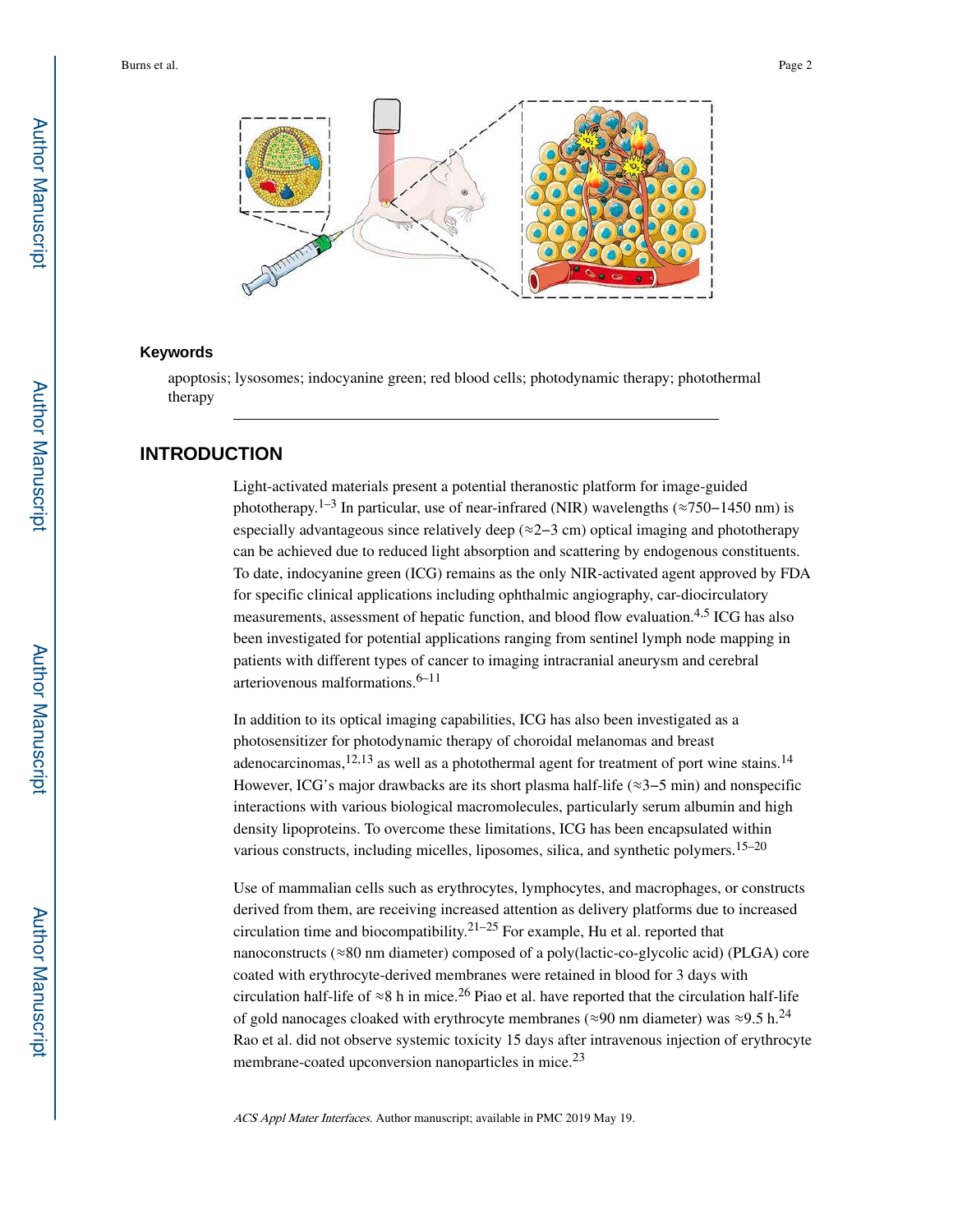## Keywords

apoptosis; lysosomes; indocyanine green; red blood cells; photodynamic therapy; photothermal therapy

## INTRODUCTION

Light-activated materials present a potential theranostic platform for image-guided phototherapy.[1–3] In particular, use of near-infrared (NIR) wavelengths (≈750−1450 nm) is especially advantageous since relatively deep (≈2−3 cm) optical imaging and phototherapy can be achieved due to reduced light absorption and scattering by endogenous constituents. To date, indocyanine green (ICG) remains as the only NIR-activated agent approved by FDA for specific clinical applications including ophthalmic angiography, car-diocirculatory measurements, assessment of hepatic function, and blood flow evaluation.[4,5] ICG has also been investigated for potential applications ranging from sentinel lymph node mapping in patients with different types of cancer to imaging intracranial aneurysm and cerebral arteriovenous malformations.[6–11]

In addition to its optical imaging capabilities, ICG has also been investigated as a photosensitizer for photodynamic therapy of choroidal melanomas and breast adenocarcinomas,[12,13] as well as a photothermal agent for treatment of port wine stains.[14] However, ICG's major drawbacks are its short plasma half-life (≈3−5 min) and nonspecific interactions with various biological macromolecules, particularly serum albumin and high density lipoproteins. To overcome these limitations, ICG has been encapsulated within various constructs, including micelles, liposomes, silica, and synthetic polymers.[15–20]

Use of mammalian cells such as erythrocytes, lymphocytes, and macrophages, or constructs derived from them, are receiving increased attention as delivery platforms due to increased circulation time and biocompatibility.[21–25] For example, Hu et al. reported that nanoconstructs (≈80 nm diameter) composed of a poly(lactic-co-glycolic acid) (PLGA) core coated with erythrocyte-derived membranes were retained in blood for 3 days with circulation half-life of ≈8 h in mice.[26] Piao et al. have reported that the circulation half-life of gold nanocages cloaked with erythrocyte membranes (≈90 nm diameter) was ≈9.5 h.[24] Rao et al. did not observe systemic toxicity 15 days after intravenous injection of erythrocyte membrane-coated upconversion nanoparticles in mice.[23]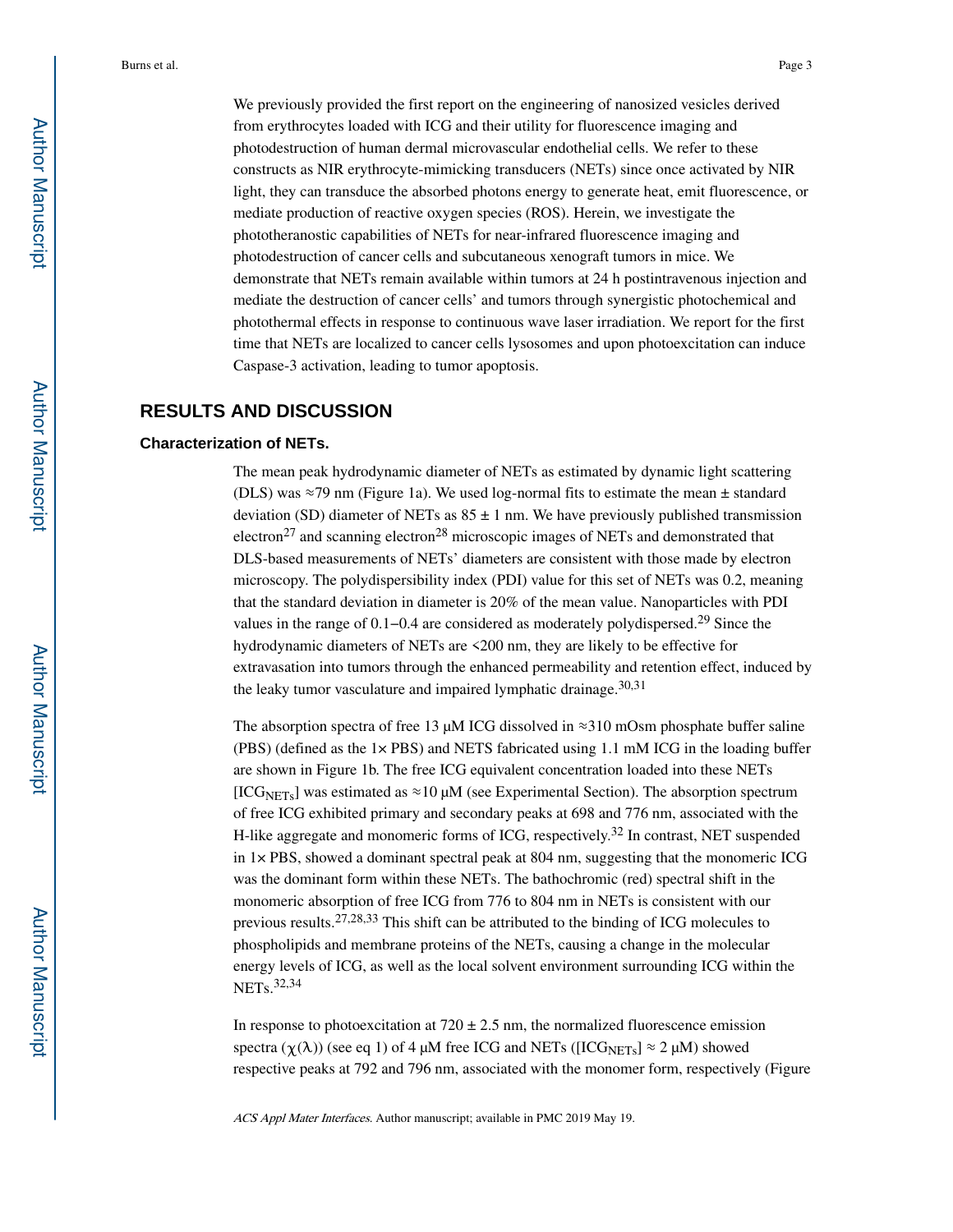We previously provided the first report on the engineering of nanosized vesicles derived from erythrocytes loaded with ICG and their utility for fluorescence imaging and photodestruction of human dermal microvascular endothelial cells. We refer to these constructs as NIR erythrocyte-mimicking transducers (NETs) since once activated by NIR light, they can transduce the absorbed photons energy to generate heat, emit fluorescence, or mediate production of reactive oxygen species (ROS). Herein, we investigate the phototheranostic capabilities of NETs for near-infrared fluorescence imaging and photodestruction of cancer cells and subcutaneous xenograft tumors in mice. We demonstrate that NETs remain available within tumors at 24 h postintravenous injection and mediate the destruction of cancer cells' and tumors through synergistic photochemical and photothermal effects in response to continuous wave laser irradiation. We report for the first time that NETs are localized to cancer cells lysosomes and upon photoexcitation can induce Caspase-3 activation, leading to tumor apoptosis.

## RESULTS AND DISCUSSION

### Characterization of NETs.

The mean peak hydrodynamic diameter of NETs as estimated by dynamic light scattering (DLS) was ≈79 nm (Figure 1a). We used log-normal fits to estimate the mean ± standard deviation (SD) diameter of NETs as 85 ± 1 nm. We have previously published transmission electron[27] and scanning electron[28] microscopic images of NETs and demonstrated that DLS-based measurements of NETs' diameters are consistent with those made by electron microscopy. The polydispersibility index (PDI) value for this set of NETs was 0.2, meaning that the standard deviation in diameter is 20% of the mean value. Nanoparticles with PDI values in the range of 0.1−0.4 are considered as moderately polydispersed.[29] Since the hydrodynamic diameters of NETs are <200 nm, they are likely to be effective for extravasation into tumors through the enhanced permeability and retention effect, induced by the leaky tumor vasculature and impaired lymphatic drainage.[30,31]

The absorption spectra of free 13 μM ICG dissolved in ≈310 mOsm phosphate buffer saline (PBS) (defined as the 1× PBS) and NETS fabricated using 1.1 mM ICG in the loading buffer are shown in Figure 1b. The free ICG equivalent concentration loaded into these NETs [$ICG_{NETs}$] was estimated as ≈10 μM (see Experimental Section). The absorption spectrum of free ICG exhibited primary and secondary peaks at 698 and 776 nm, associated with the H-like aggregate and monomeric forms of ICG, respectively.[32] In contrast, NET suspended in 1× PBS, showed a dominant spectral peak at 804 nm, suggesting that the monomeric ICG was the dominant form within these NETs. The bathochromic (red) spectral shift in the monomeric absorption of free ICG from 776 to 804 nm in NETs is consistent with our previous results.[27,28,33] This shift can be attributed to the binding of ICG molecules to phospholipids and membrane proteins of the NETs, causing a change in the molecular energy levels of ICG, as well as the local solvent environment surrounding ICG within the NETs.[32,34]

In response to photoexcitation at 720 ± 2.5 nm, the normalized fluorescence emission spectra ($\chi(\lambda)$) (see eq 1) of 4 μM free ICG and NETs ([$ICG_{NETs}$] ≈ 2 μM) showed respective peaks at 792 and 796 nm, associated with the monomer form, respectively (Figure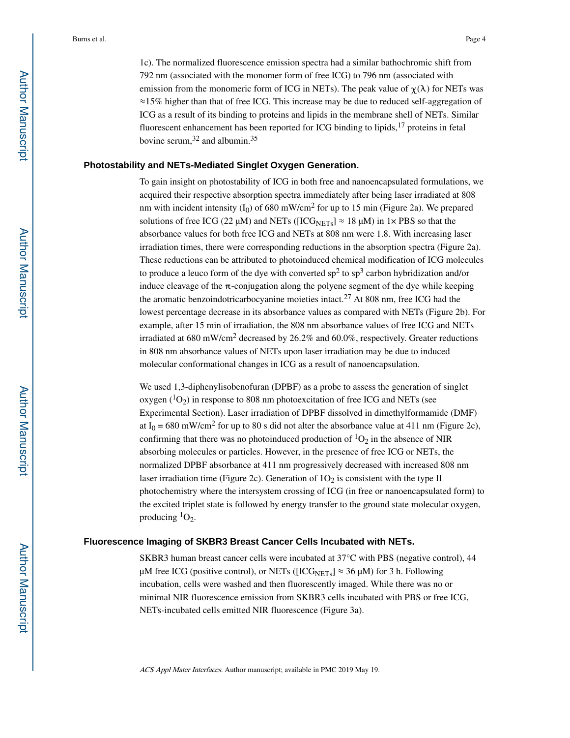1c). The normalized fluorescence emission spectra had a similar bathochromic shift from 792 nm (associated with the monomer form of free ICG) to 796 nm (associated with emission from the monomeric form of ICG in NETs). The peak value of $\chi(\lambda)$ for NETs was ≈15% higher than that of free ICG. This increase may be due to reduced self-aggregation of ICG as a result of its binding to proteins and lipids in the membrane shell of NETs. Similar fluorescent enhancement has been reported for ICG binding to lipids,[17] proteins in fetal bovine serum,[32] and albumin.[35]

### Photostability and NETs-Mediated Singlet Oxygen Generation.

To gain insight on photostability of ICG in both free and nanoencapsulated formulations, we acquired their respective absorption spectra immediately after being laser irradiated at 808 nm with incident intensity ($I_0$) of 680 mW/cm$^2$ for up to 15 min (Figure 2a). We prepared solutions of free ICG (22 μM) and NETs ($[ICG_{NETs}] \approx 18$ μM) in 1× PBS so that the absorbance values for both free ICG and NETs at 808 nm were 1.8. With increasing laser irradiation times, there were corresponding reductions in the absorption spectra (Figure 2a). These reductions can be attributed to photoinduced chemical modification of ICG molecules to produce a leuco form of the dye with converted $sp^2$ to $sp^3$ carbon hybridization and/or induce cleavage of the π-conjugation along the polyene segment of the dye while keeping the aromatic benzoindotricarbocyanine moieties intact.[27] At 808 nm, free ICG had the lowest percentage decrease in its absorbance values as compared with NETs (Figure 2b). For example, after 15 min of irradiation, the 808 nm absorbance values of free ICG and NETs irradiated at 680 mW/cm$^2$ decreased by 26.2% and 60.0%, respectively. Greater reductions in 808 nm absorbance values of NETs upon laser irradiation may be due to induced molecular conformational changes in ICG as a result of nanoencapsulation.

We used 1,3-diphenylisobenofuran (DPBF) as a probe to assess the generation of singlet oxygen ($^1O_2$) in response to 808 nm photoexcitation of free ICG and NETs (see Experimental Section). Laser irradiation of DPBF dissolved in dimethylformamide (DMF) at $I_0$ = 680 mW/cm$^2$ for up to 80 s did not alter the absorbance value at 411 nm (Figure 2c), confirming that there was no photoinduced production of $^1O_2$ in the absence of NIR absorbing molecules or particles. However, in the presence of free ICG or NETs, the normalized DPBF absorbance at 411 nm progressively decreased with increased 808 nm laser irradiation time (Figure 2c). Generation of $1O_2$ is consistent with the type II photochemistry where the intersystem crossing of ICG (in free or nanoencapsulated form) to the excited triplet state is followed by energy transfer to the ground state molecular oxygen, producing $^1O_2$.

### Fluorescence Imaging of SKBR3 Breast Cancer Cells Incubated with NETs.

SKBR3 human breast cancer cells were incubated at 37°C with PBS (negative control), 44 μM free ICG (positive control), or NETs ($[ICG_{NETs}] \approx 36$ μM) for 3 h. Following incubation, cells were washed and then fluorescently imaged. While there was no or minimal NIR fluorescence emission from SKBR3 cells incubated with PBS or free ICG, NETs-incubated cells emitted NIR fluorescence (Figure 3a).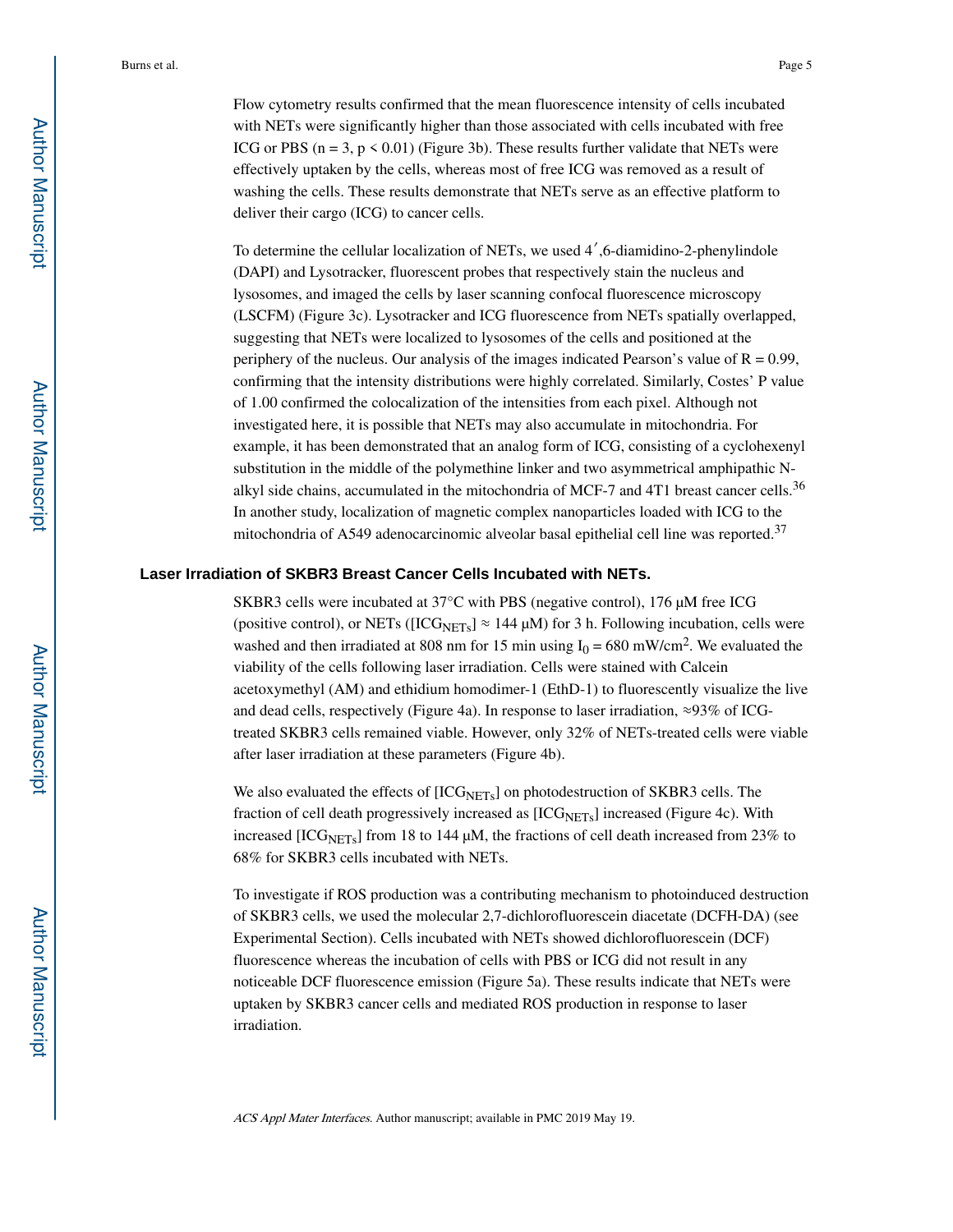Flow cytometry results confirmed that the mean fluorescence intensity of cells incubated with NETs were significantly higher than those associated with cells incubated with free ICG or PBS ($n = 3$, $p < 0.01$) (Figure 3b). These results further validate that NETs were effectively uptaken by the cells, whereas most of free ICG was removed as a result of washing the cells. These results demonstrate that NETs serve as an effective platform to deliver their cargo (ICG) to cancer cells.

To determine the cellular localization of NETs, we used 4′,6-diamidino-2-phenylindole (DAPI) and Lysotracker, fluorescent probes that respectively stain the nucleus and lysosomes, and imaged the cells by laser scanning confocal fluorescence microscopy (LSCFM) (Figure 3c). Lysotracker and ICG fluorescence from NETs spatially overlapped, suggesting that NETs were localized to lysosomes of the cells and positioned at the periphery of the nucleus. Our analysis of the images indicated Pearson's value of $R = 0.99$, confirming that the intensity distributions were highly correlated. Similarly, Costes' P value of 1.00 confirmed the colocalization of the intensities from each pixel. Although not investigated here, it is possible that NETs may also accumulate in mitochondria. For example, it has been demonstrated that an analog form of ICG, consisting of a cyclohexenyl substitution in the middle of the polymethine linker and two asymmetrical amphipathic N-alkyl side chains, accumulated in the mitochondria of MCF-7 and 4T1 breast cancer cells.[36] In another study, localization of magnetic complex nanoparticles loaded with ICG to the mitochondria of A549 adenocarcinomic alveolar basal epithelial cell line was reported.[37]

### Laser Irradiation of SKBR3 Breast Cancer Cells Incubated with NETs.

SKBR3 cells were incubated at 37°C with PBS (negative control), 176 μM free ICG (positive control), or NETs ($[ICG_{NETs}] \approx 144$ μM) for 3 h. Following incubation, cells were washed and then irradiated at 808 nm for 15 min using $I_0 = 680$ mW/cm$^2$. We evaluated the viability of the cells following laser irradiation. Cells were stained with Calcein acetoxymethyl (AM) and ethidium homodimer-1 (EthD-1) to fluorescently visualize the live and dead cells, respectively (Figure 4a). In response to laser irradiation, ≈93% of ICG-treated SKBR3 cells remained viable. However, only 32% of NETs-treated cells were viable after laser irradiation at these parameters (Figure 4b).

We also evaluated the effects of $[ICG_{NETs}]$ on photodestruction of SKBR3 cells. The fraction of cell death progressively increased as $[ICG_{NETs}]$ increased (Figure 4c). With increased $[ICG_{NETs}]$ from 18 to 144 μM, the fractions of cell death increased from 23% to 68% for SKBR3 cells incubated with NETs.

To investigate if ROS production was a contributing mechanism to photoinduced destruction of SKBR3 cells, we used the molecular 2,7-dichlorofluorescein diacetate (DCFH-DA) (see Experimental Section). Cells incubated with NETs showed dichlorofluorescein (DCF) fluorescence whereas the incubation of cells with PBS or ICG did not result in any noticeable DCF fluorescence emission (Figure 5a). These results indicate that NETs were uptaken by SKBR3 cancer cells and mediated ROS production in response to laser irradiation.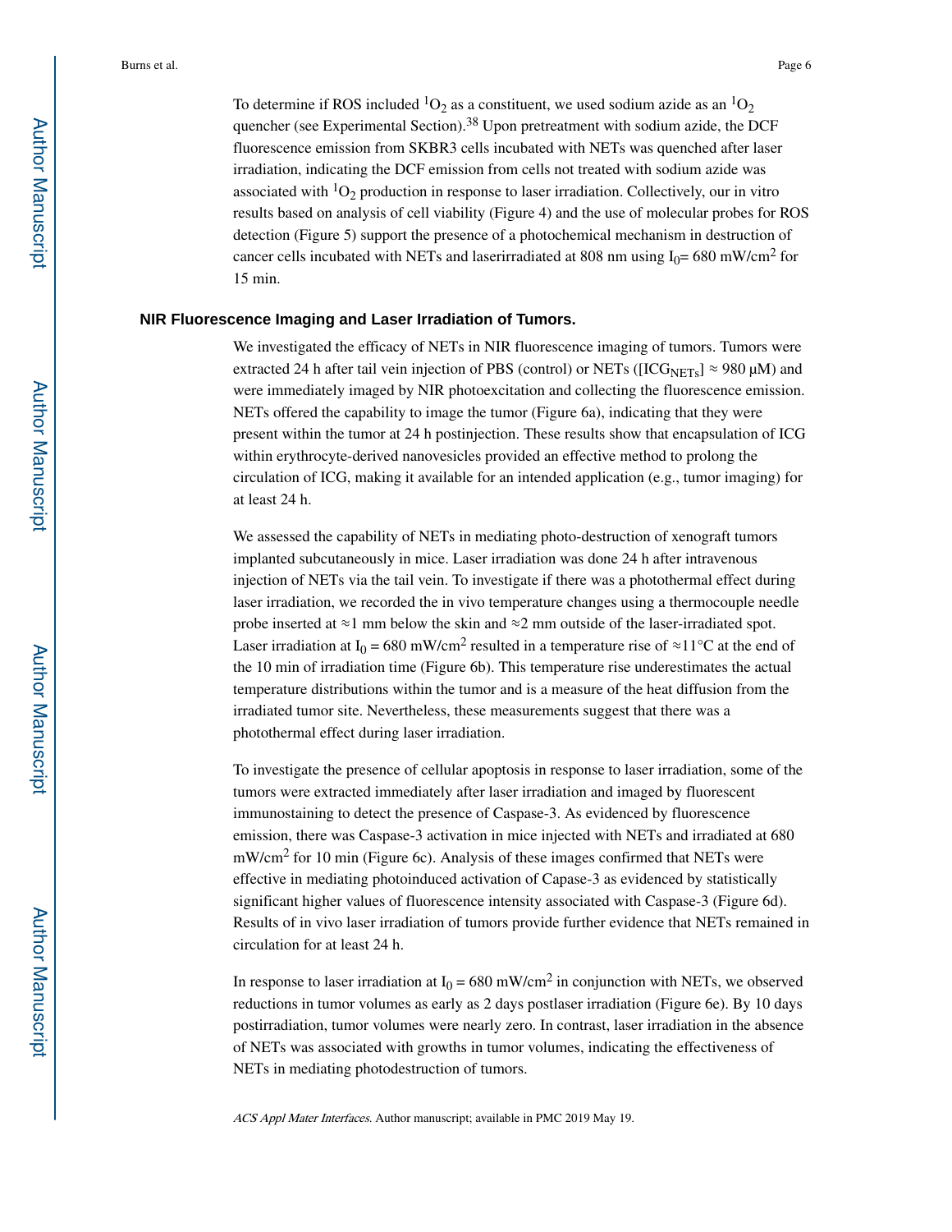To determine if ROS included $^1O_2$ as a constituent, we used sodium azide as an $^1O_2$ quencher (see Experimental Section).[38] Upon pretreatment with sodium azide, the DCF fluorescence emission from SKBR3 cells incubated with NETs was quenched after laser irradiation, indicating the DCF emission from cells not treated with sodium azide was associated with $^1O_2$ production in response to laser irradiation. Collectively, our in vitro results based on analysis of cell viability (Figure 4) and the use of molecular probes for ROS detection (Figure 5) support the presence of a photochemical mechanism in destruction of cancer cells incubated with NETs and laserirradiated at 808 nm using $I_0$= 680 mW/cm$^2$ for 15 min.

### NIR Fluorescence Imaging and Laser Irradiation of Tumors.

We investigated the efficacy of NETs in NIR fluorescence imaging of tumors. Tumors were extracted 24 h after tail vein injection of PBS (control) or NETs ($[ICG_{NETs}] \approx 980$ μM) and were immediately imaged by NIR photoexcitation and collecting the fluorescence emission. NETs offered the capability to image the tumor (Figure 6a), indicating that they were present within the tumor at 24 h postinjection. These results show that encapsulation of ICG within erythrocyte-derived nanovesicles provided an effective method to prolong the circulation of ICG, making it available for an intended application (e.g., tumor imaging) for at least 24 h.

We assessed the capability of NETs in mediating photo-destruction of xenograft tumors implanted subcutaneously in mice. Laser irradiation was done 24 h after intravenous injection of NETs via the tail vein. To investigate if there was a photothermal effect during laser irradiation, we recorded the in vivo temperature changes using a thermocouple needle probe inserted at ≈1 mm below the skin and ≈2 mm outside of the laser-irradiated spot. Laser irradiation at $I_0$ = 680 mW/cm$^2$ resulted in a temperature rise of ≈11°C at the end of the 10 min of irradiation time (Figure 6b). This temperature rise underestimates the actual temperature distributions within the tumor and is a measure of the heat diffusion from the irradiated tumor site. Nevertheless, these measurements suggest that there was a photothermal effect during laser irradiation.

To investigate the presence of cellular apoptosis in response to laser irradiation, some of the tumors were extracted immediately after laser irradiation and imaged by fluorescent immunostaining to detect the presence of Caspase-3. As evidenced by fluorescence emission, there was Caspase-3 activation in mice injected with NETs and irradiated at 680 mW/cm$^2$ for 10 min (Figure 6c). Analysis of these images confirmed that NETs were effective in mediating photoinduced activation of Capase-3 as evidenced by statistically significant higher values of fluorescence intensity associated with Caspase-3 (Figure 6d). Results of in vivo laser irradiation of tumors provide further evidence that NETs remained in circulation for at least 24 h.

In response to laser irradiation at $I_0$ = 680 mW/cm$^2$ in conjunction with NETs, we observed reductions in tumor volumes as early as 2 days postlaser irradiation (Figure 6e). By 10 days postirradiation, tumor volumes were nearly zero. In contrast, laser irradiation in the absence of NETs was associated with growths in tumor volumes, indicating the effectiveness of NETs in mediating photodestruction of tumors.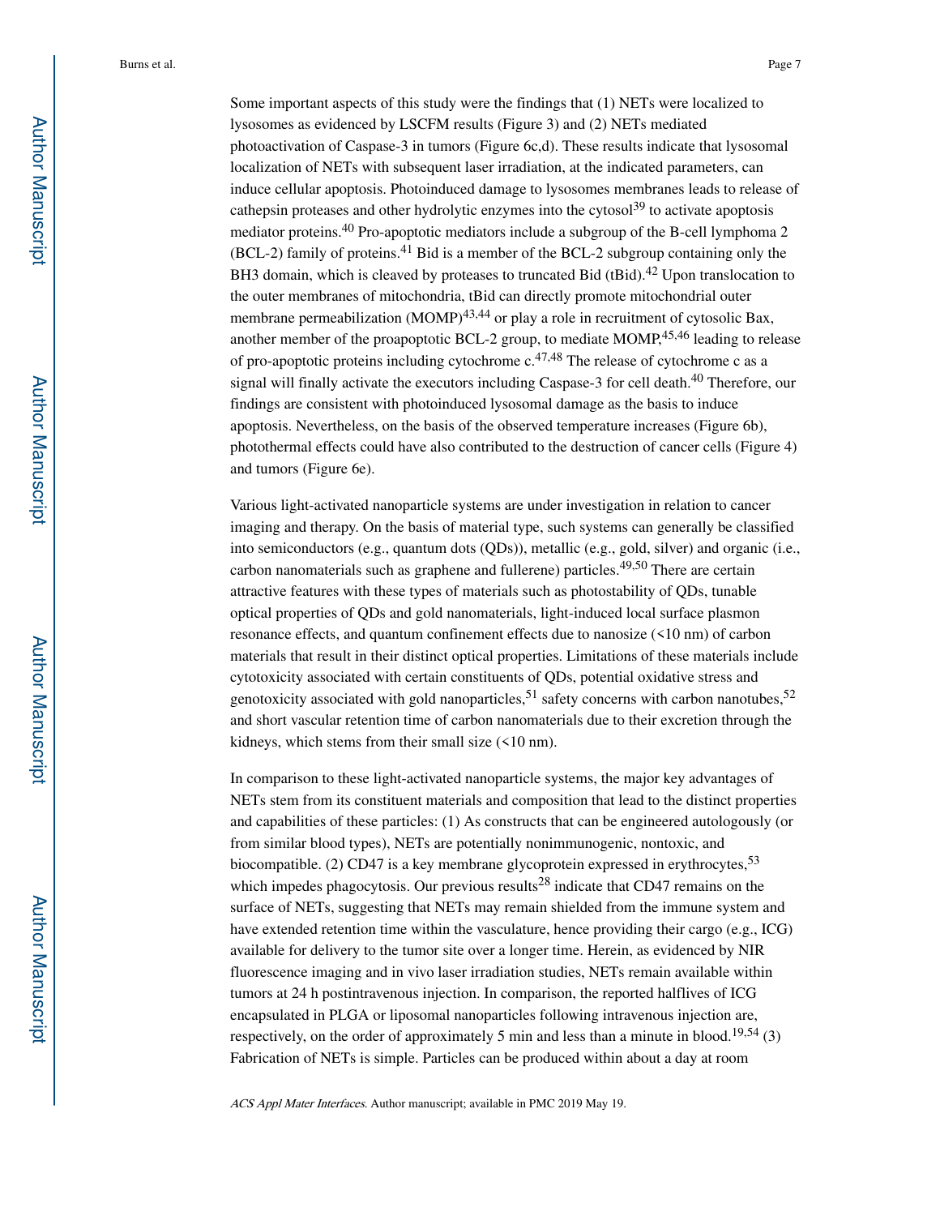Some important aspects of this study were the findings that (1) NETs were localized to lysosomes as evidenced by LSCFM results (Figure 3) and (2) NETs mediated photoactivation of Caspase-3 in tumors (Figure 6c,d). These results indicate that lysosomal localization of NETs with subsequent laser irradiation, at the indicated parameters, can induce cellular apoptosis. Photoinduced damage to lysosomes membranes leads to release of cathepsin proteases and other hydrolytic enzymes into the cytosol[39] to activate apoptosis mediator proteins.[40] Pro-apoptotic mediators include a subgroup of the B-cell lymphoma 2 (BCL-2) family of proteins.[41] Bid is a member of the BCL-2 subgroup containing only the BH3 domain, which is cleaved by proteases to truncated Bid (tBid).[42] Upon translocation to the outer membranes of mitochondria, tBid can directly promote mitochondrial outer membrane permeabilization (MOMP)[43,44] or play a role in recruitment of cytosolic Bax, another member of the proapoptotic BCL-2 group, to mediate MOMP,[45,46] leading to release of pro-apoptotic proteins including cytochrome c.[47,48] The release of cytochrome c as a signal will finally activate the executors including Caspase-3 for cell death.[40] Therefore, our findings are consistent with photoinduced lysosomal damage as the basis to induce apoptosis. Nevertheless, on the basis of the observed temperature increases (Figure 6b), photothermal effects could have also contributed to the destruction of cancer cells (Figure 4) and tumors (Figure 6e).

Various light-activated nanoparticle systems are under investigation in relation to cancer imaging and therapy. On the basis of material type, such systems can generally be classified into semiconductors (e.g., quantum dots (QDs)), metallic (e.g., gold, silver) and organic (i.e., carbon nanomaterials such as graphene and fullerene) particles.[49,50] There are certain attractive features with these types of materials such as photostability of QDs, tunable optical properties of QDs and gold nanomaterials, light-induced local surface plasmon resonance effects, and quantum confinement effects due to nanosize (<10 nm) of carbon materials that result in their distinct optical properties. Limitations of these materials include cytotoxicity associated with certain constituents of QDs, potential oxidative stress and genotoxicity associated with gold nanoparticles,[51] safety concerns with carbon nanotubes,[52] and short vascular retention time of carbon nanomaterials due to their excretion through the kidneys, which stems from their small size (<10 nm).

In comparison to these light-activated nanoparticle systems, the major key advantages of NETs stem from its constituent materials and composition that lead to the distinct properties and capabilities of these particles: (1) As constructs that can be engineered autologously (or from similar blood types), NETs are potentially nonimmunogenic, nontoxic, and biocompatible. (2) CD47 is a key membrane glycoprotein expressed in erythrocytes,[53] which impedes phagocytosis. Our previous results[28] indicate that CD47 remains on the surface of NETs, suggesting that NETs may remain shielded from the immune system and have extended retention time within the vasculature, hence providing their cargo (e.g., ICG) available for delivery to the tumor site over a longer time. Herein, as evidenced by NIR fluorescence imaging and in vivo laser irradiation studies, NETs remain available within tumors at 24 h postintravenous injection. In comparison, the reported halflives of ICG encapsulated in PLGA or liposomal nanoparticles following intravenous injection are, respectively, on the order of approximately 5 min and less than a minute in blood.[19,54] (3) Fabrication of NETs is simple. Particles can be produced within about a day at room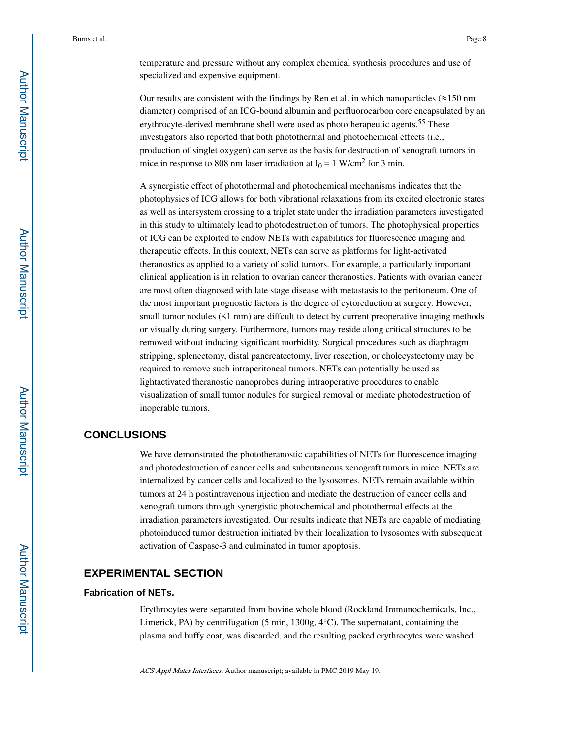temperature and pressure without any complex chemical synthesis procedures and use of specialized and expensive equipment.

Our results are consistent with the findings by Ren et al. in which nanoparticles (≈150 nm diameter) comprised of an ICG-bound albumin and perfluorocarbon core encapsulated by an erythrocyte-derived membrane shell were used as phototherapeutic agents.[55] These investigators also reported that both photothermal and photochemical effects (i.e., production of singlet oxygen) can serve as the basis for destruction of xenograft tumors in mice in response to 808 nm laser irradiation at $I_0 = 1$ W/cm$^2$ for 3 min.

A synergistic effect of photothermal and photochemical mechanisms indicates that the photophysics of ICG allows for both vibrational relaxations from its excited electronic states as well as intersystem crossing to a triplet state under the irradiation parameters investigated in this study to ultimately lead to photodestruction of tumors. The photophysical properties of ICG can be exploited to endow NETs with capabilities for fluorescence imaging and therapeutic effects. In this context, NETs can serve as platforms for light-activated theranostics as applied to a variety of solid tumors. For example, a particularly important clinical application is in relation to ovarian cancer theranostics. Patients with ovarian cancer are most often diagnosed with late stage disease with metastasis to the peritoneum. One of the most important prognostic factors is the degree of cytoreduction at surgery. However, small tumor nodules (<1 mm) are diffcult to detect by current preoperative imaging methods or visually during surgery. Furthermore, tumors may reside along critical structures to be removed without inducing significant morbidity. Surgical procedures such as diaphragm stripping, splenectomy, distal pancreatectomy, liver resection, or cholecystectomy may be required to remove such intraperitoneal tumors. NETs can potentially be used as lightactivated theranostic nanoprobes during intraoperative procedures to enable visualization of small tumor nodules for surgical removal or mediate photodestruction of inoperable tumors.

## CONCLUSIONS

We have demonstrated the phototheranostic capabilities of NETs for fluorescence imaging and photodestruction of cancer cells and subcutaneous xenograft tumors in mice. NETs are internalized by cancer cells and localized to the lysosomes. NETs remain available within tumors at 24 h postintravenous injection and mediate the destruction of cancer cells and xenograft tumors through synergistic photochemical and photothermal effects at the irradiation parameters investigated. Our results indicate that NETs are capable of mediating photoinduced tumor destruction initiated by their localization to lysosomes with subsequent activation of Caspase-3 and culminated in tumor apoptosis.

## EXPERIMENTAL SECTION

### Fabrication of NETs.

Erythrocytes were separated from bovine whole blood (Rockland Immunochemicals, Inc., Limerick, PA) by centrifugation (5 min, 1300g, 4°C). The supernatant, containing the plasma and buffy coat, was discarded, and the resulting packed erythrocytes were washed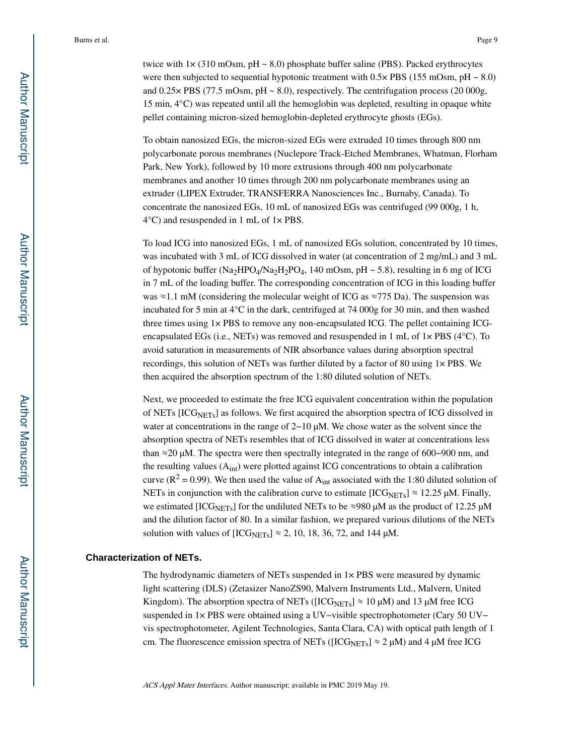twice with 1× (310 mOsm, pH ~ 8.0) phosphate buffer saline (PBS). Packed erythrocytes were then subjected to sequential hypotonic treatment with 0.5× PBS (155 mOsm, pH ~ 8.0) and 0.25× PBS (77.5 mOsm, pH ~ 8.0), respectively. The centrifugation process (20 000g, 15 min, 4°C) was repeated until all the hemoglobin was depleted, resulting in opaque white pellet containing micron-sized hemoglobin-depleted erythrocyte ghosts (EGs).

To obtain nanosized EGs, the micron-sized EGs were extruded 10 times through 800 nm polycarbonate porous membranes (Nuclepore Track-Etched Membranes, Whatman, Florham Park, New York), followed by 10 more extrusions through 400 nm polycarbonate membranes and another 10 times through 200 nm polycarbonate membranes using an extruder (LIPEX Extruder, TRANSFERRA Nanosciences Inc., Burnaby, Canada). To concentrate the nanosized EGs, 10 mL of nanosized EGs was centrifuged (99 000g, 1 h, 4°C) and resuspended in 1 mL of 1× PBS.

To load ICG into nanosized EGs, 1 mL of nanosized EGs solution, concentrated by 10 times, was incubated with 3 mL of ICG dissolved in water (at concentration of 2 mg/mL) and 3 mL of hypotonic buffer ($Na_2HPO_4$/$Na_2H_2PO_4$, 140 mOsm, pH ~ 5.8), resulting in 6 mg of ICG in 7 mL of the loading buffer. The corresponding concentration of ICG in this loading buffer was ≈1.1 mM (considering the molecular weight of ICG as ≈775 Da). The suspension was incubated for 5 min at 4°C in the dark, centrifuged at 74 000g for 30 min, and then washed three times using 1× PBS to remove any non-encapsulated ICG. The pellet containing ICG-encapsulated EGs (i.e., NETs) was removed and resuspended in 1 mL of 1× PBS (4°C). To avoid saturation in measurements of NIR absorbance values during absorption spectral recordings, this solution of NETs was further diluted by a factor of 80 using 1× PBS. We then acquired the absorption spectrum of the 1:80 diluted solution of NETs.

Next, we proceeded to estimate the free ICG equivalent concentration within the population of NETs $[ICG_{NETs}]$ as follows. We first acquired the absorption spectra of ICG dissolved in water at concentrations in the range of 2−10 μM. We chose water as the solvent since the absorption spectra of NETs resembles that of ICG dissolved in water at concentrations less than ≈20 μM. The spectra were then spectrally integrated in the range of 600−900 nm, and the resulting values ($A_{int}$) were plotted against ICG concentrations to obtain a calibration curve ($R^2 = 0.99$). We then used the value of $A_{int}$ associated with the 1:80 diluted solution of NETs in conjunction with the calibration curve to estimate $[ICG_{NETs}]$ ≈ 12.25 μM. Finally, we estimated $[ICG_{NETs}]$ for the undiluted NETs to be ≈980 μM as the product of 12.25 μM and the dilution factor of 80. In a similar fashion, we prepared various dilutions of the NETs solution with values of $[ICG_{NETs}]$ ≈ 2, 10, 18, 36, 72, and 144 μM.

### Characterization of NETs.

The hydrodynamic diameters of NETs suspended in 1× PBS were measured by dynamic light scattering (DLS) (Zetasizer NanoZS90, Malvern Instruments Ltd., Malvern, United Kingdom). The absorption spectra of NETs ($[ICG_{NETs}]$ ≈ 10 μM) and 13 μM free ICG suspended in 1× PBS were obtained using a UV−visible spectrophotometer (Cary 50 UV−vis spectrophotometer, Agilent Technologies, Santa Clara, CA) with optical path length of 1 cm. The fluorescence emission spectra of NETs ($[ICG_{NETs}]$ ≈ 2 μM) and 4 μM free ICG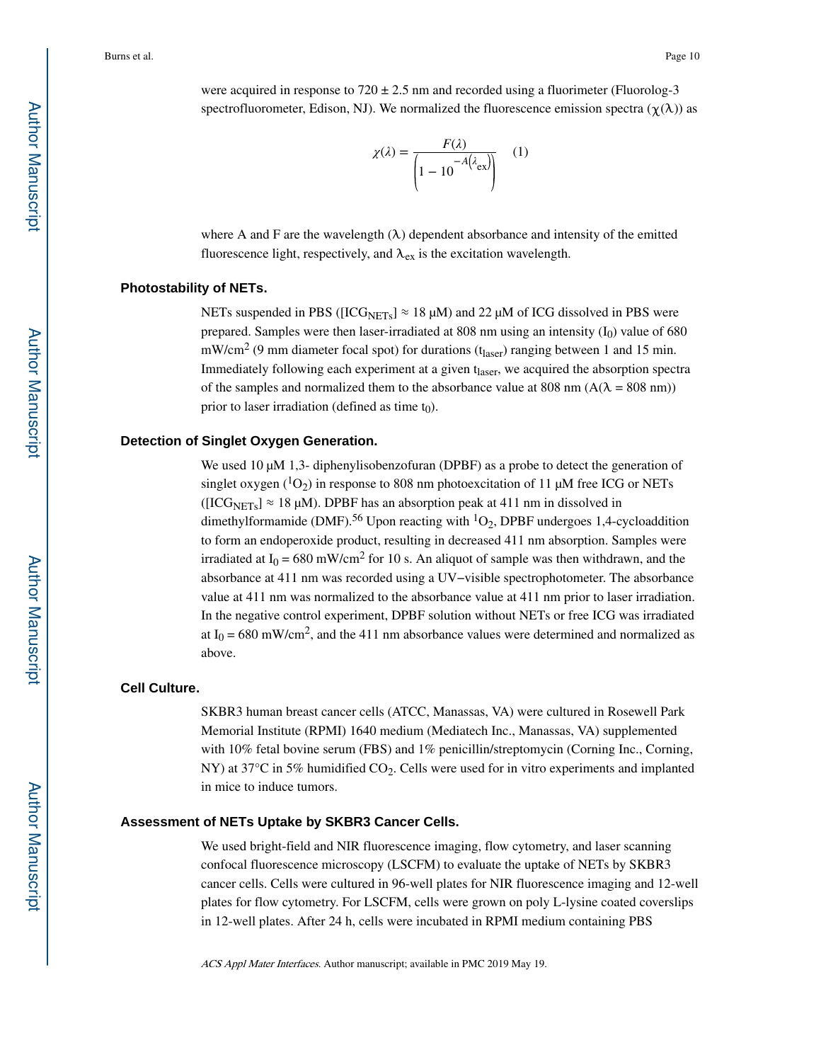were acquired in response to 720 ± 2.5 nm and recorded using a fluorimeter (Fluorolog-3 spectrofluorometer, Edison, NJ). We normalized the fluorescence emission spectra ($\chi(\lambda)$) as

$$\chi(\lambda) = \frac{F(\lambda)}{\left(1 - 10^{-A\left(\lambda_{ex}\right)}\right)} \quad (1)$$

where A and F are the wavelength ($\lambda$) dependent absorbance and intensity of the emitted fluorescence light, respectively, and $\lambda_{ex}$ is the excitation wavelength.

### Photostability of NETs.

NETs suspended in PBS ($[ICG_{NETs}] \approx 18$ μM) and 22 μM of ICG dissolved in PBS were prepared. Samples were then laser-irradiated at 808 nm using an intensity ($I_0$) value of 680 mW/cm$^2$ (9 mm diameter focal spot) for durations ($t_{laser}$) ranging between 1 and 15 min. Immediately following each experiment at a given $t_{laser}$, we acquired the absorption spectra of the samples and normalized them to the absorbance value at 808 nm ($A(\lambda = 808$ nm$)$) prior to laser irradiation (defined as time $t_0$).

### Detection of Singlet Oxygen Generation.

We used 10 μM 1,3- diphenylisobenzofuran (DPBF) as a probe to detect the generation of singlet oxygen ($^1O_2$) in response to 808 nm photoexcitation of 11 μM free ICG or NETs ($[ICG_{NETs}] \approx 18$ μM). DPBF has an absorption peak at 411 nm in dissolved in dimethylformamide (DMF).[56] Upon reacting with $^1O_2$, DPBF undergoes 1,4-cycloaddition to form an endoperoxide product, resulting in decreased 411 nm absorption. Samples were irradiated at $I_0 = 680$ mW/cm$^2$ for 10 s. An aliquot of sample was then withdrawn, and the absorbance at 411 nm was recorded using a UV−visible spectrophotometer. The absorbance value at 411 nm was normalized to the absorbance value at 411 nm prior to laser irradiation. In the negative control experiment, DPBF solution without NETs or free ICG was irradiated at $I_0 = 680$ mW/cm$^2$, and the 411 nm absorbance values were determined and normalized as above.

### Cell Culture.

SKBR3 human breast cancer cells (ATCC, Manassas, VA) were cultured in Rosewell Park Memorial Institute (RPMI) 1640 medium (Mediatech Inc., Manassas, VA) supplemented with 10% fetal bovine serum (FBS) and 1% penicillin/streptomycin (Corning Inc., Corning, NY) at 37°C in 5% humidified $CO_2$. Cells were used for in vitro experiments and implanted in mice to induce tumors.

### Assessment of NETs Uptake by SKBR3 Cancer Cells.

We used bright-field and NIR fluorescence imaging, flow cytometry, and laser scanning confocal fluorescence microscopy (LSCFM) to evaluate the uptake of NETs by SKBR3 cancer cells. Cells were cultured in 96-well plates for NIR fluorescence imaging and 12-well plates for flow cytometry. For LSCFM, cells were grown on poly L-lysine coated coverslips in 12-well plates. After 24 h, cells were incubated in RPMI medium containing PBS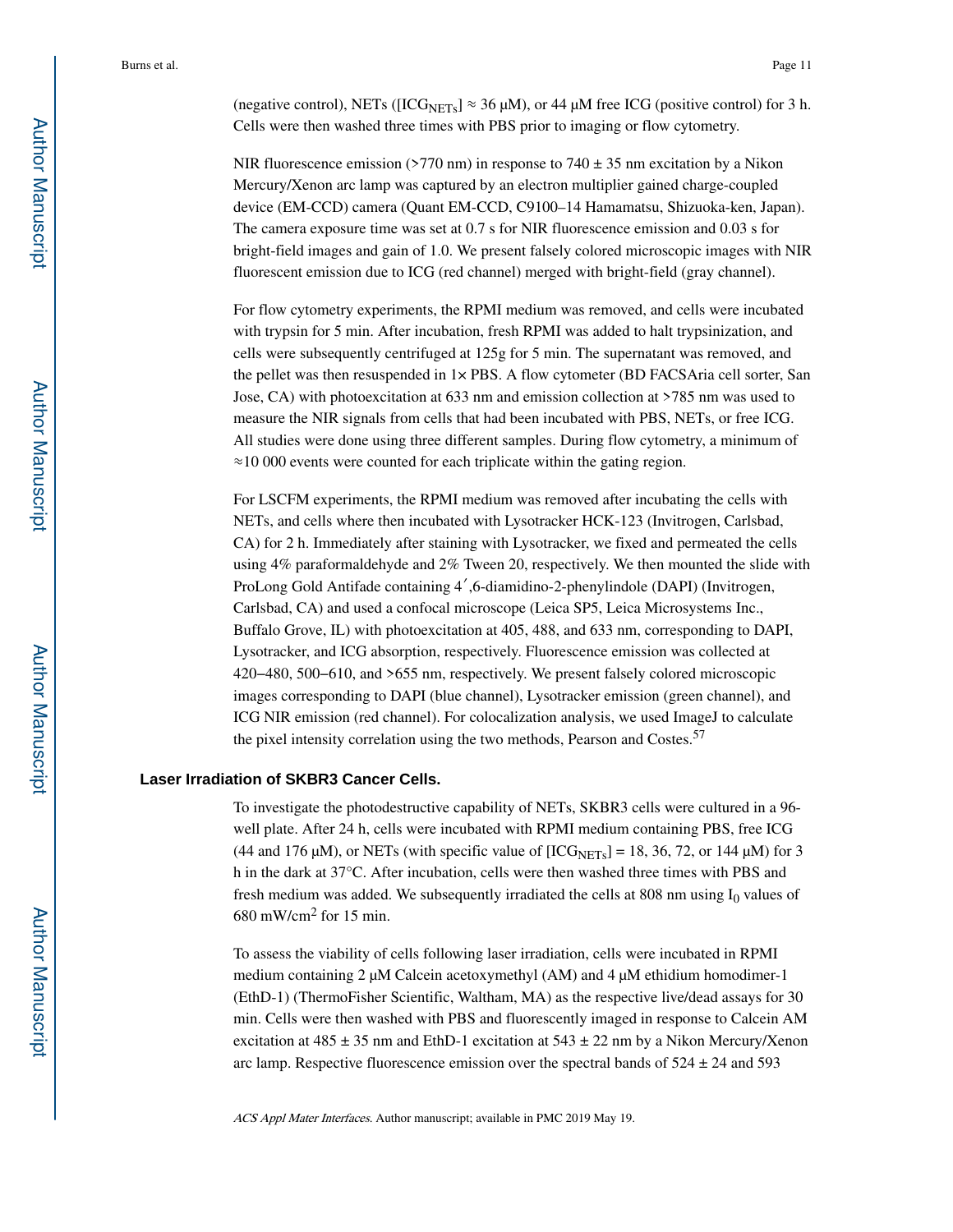(negative control), NETs ($[ICG_{NETs}] \approx 36$ μM), or 44 μM free ICG (positive control) for 3 h. Cells were then washed three times with PBS prior to imaging or flow cytometry.

NIR fluorescence emission (>770 nm) in response to 740 ± 35 nm excitation by a Nikon Mercury/Xenon arc lamp was captured by an electron multiplier gained charge-coupled device (EM-CCD) camera (Quant EM-CCD, C9100–14 Hamamatsu, Shizuoka-ken, Japan). The camera exposure time was set at 0.7 s for NIR fluorescence emission and 0.03 s for bright-field images and gain of 1.0. We present falsely colored microscopic images with NIR fluorescent emission due to ICG (red channel) merged with bright-field (gray channel).

For flow cytometry experiments, the RPMI medium was removed, and cells were incubated with trypsin for 5 min. After incubation, fresh RPMI was added to halt trypsinization, and cells were subsequently centrifuged at 125g for 5 min. The supernatant was removed, and the pellet was then resuspended in 1× PBS. A flow cytometer (BD FACSAria cell sorter, San Jose, CA) with photoexcitation at 633 nm and emission collection at >785 nm was used to measure the NIR signals from cells that had been incubated with PBS, NETs, or free ICG. All studies were done using three different samples. During flow cytometry, a minimum of ≈10 000 events were counted for each triplicate within the gating region.

For LSCFM experiments, the RPMI medium was removed after incubating the cells with NETs, and cells where then incubated with Lysotracker HCK-123 (Invitrogen, Carlsbad, CA) for 2 h. Immediately after staining with Lysotracker, we fixed and permeated the cells using 4% paraformaldehyde and 2% Tween 20, respectively. We then mounted the slide with ProLong Gold Antifade containing 4′,6-diamidino-2-phenylindole (DAPI) (Invitrogen, Carlsbad, CA) and used a confocal microscope (Leica SP5, Leica Microsystems Inc., Buffalo Grove, IL) with photoexcitation at 405, 488, and 633 nm, corresponding to DAPI, Lysotracker, and ICG absorption, respectively. Fluorescence emission was collected at 420–480, 500–610, and >655 nm, respectively. We present falsely colored microscopic images corresponding to DAPI (blue channel), Lysotracker emission (green channel), and ICG NIR emission (red channel). For colocalization analysis, we used ImageJ to calculate the pixel intensity correlation using the two methods, Pearson and Costes.[57]

### Laser Irradiation of SKBR3 Cancer Cells.

To investigate the photodestructive capability of NETs, SKBR3 cells were cultured in a 96-well plate. After 24 h, cells were incubated with RPMI medium containing PBS, free ICG (44 and 176 μM), or NETs (with specific value of $[ICG_{NETs}]$ = 18, 36, 72, or 144 μM) for 3 h in the dark at 37°C. After incubation, cells were then washed three times with PBS and fresh medium was added. We subsequently irradiated the cells at 808 nm using $I_0$ values of 680 mW/cm$^2$ for 15 min.

To assess the viability of cells following laser irradiation, cells were incubated in RPMI medium containing 2 μM Calcein acetoxymethyl (AM) and 4 μM ethidium homodimer-1 (EthD-1) (ThermoFisher Scientific, Waltham, MA) as the respective live/dead assays for 30 min. Cells were then washed with PBS and fluorescently imaged in response to Calcein AM excitation at 485 ± 35 nm and EthD-1 excitation at 543 ± 22 nm by a Nikon Mercury/Xenon arc lamp. Respective fluorescence emission over the spectral bands of 524 ± 24 and 593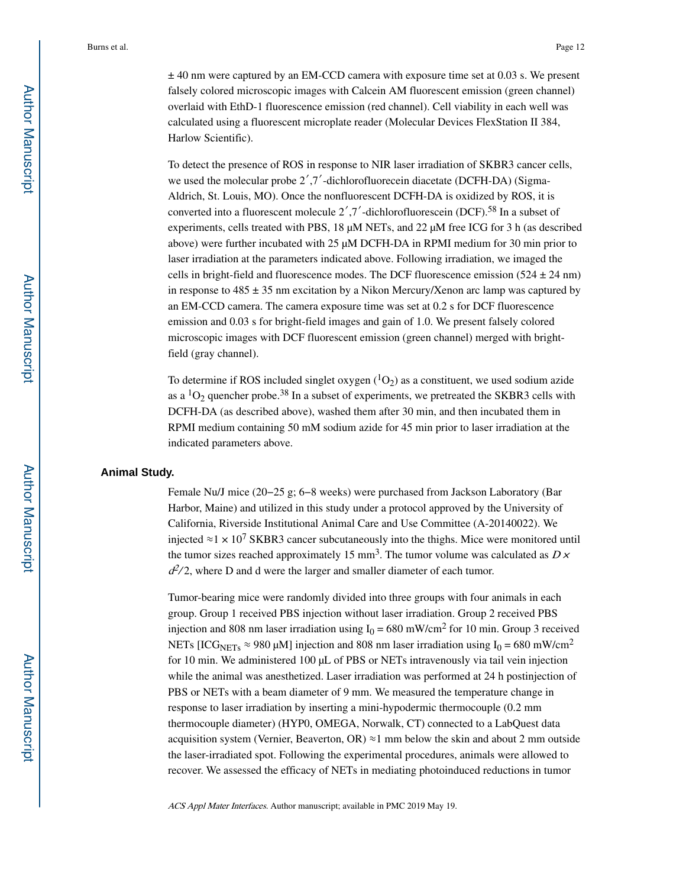± 40 nm were captured by an EM-CCD camera with exposure time set at 0.03 s. We present falsely colored microscopic images with Calcein AM fluorescent emission (green channel) overlaid with EthD-1 fluorescence emission (red channel). Cell viability in each well was calculated using a fluorescent microplate reader (Molecular Devices FlexStation II 384, Harlow Scientific).

To detect the presence of ROS in response to NIR laser irradiation of SKBR3 cancer cells, we used the molecular probe 2′,7′-dichlorofluorecein diacetate (DCFH-DA) (Sigma-Aldrich, St. Louis, MO). Once the nonfluorescent DCFH-DA is oxidized by ROS, it is converted into a fluorescent molecule 2′,7′-dichlorofluorescein (DCF).[58] In a subset of experiments, cells treated with PBS, 18 μM NETs, and 22 μM free ICG for 3 h (as described above) were further incubated with 25 μM DCFH-DA in RPMI medium for 30 min prior to laser irradiation at the parameters indicated above. Following irradiation, we imaged the cells in bright-field and fluorescence modes. The DCF fluorescence emission (524 ± 24 nm) in response to 485 ± 35 nm excitation by a Nikon Mercury/Xenon arc lamp was captured by an EM-CCD camera. The camera exposure time was set at 0.2 s for DCF fluorescence emission and 0.03 s for bright-field images and gain of 1.0. We present falsely colored microscopic images with DCF fluorescent emission (green channel) merged with bright-field (gray channel).

To determine if ROS included singlet oxygen ($^1O_2$) as a constituent, we used sodium azide as a $^1O_2$ quencher probe.[38] In a subset of experiments, we pretreated the SKBR3 cells with DCFH-DA (as described above), washed them after 30 min, and then incubated them in RPMI medium containing 50 mM sodium azide for 45 min prior to laser irradiation at the indicated parameters above.

## Animal Study.

Female Nu/J mice (20–25 g; 6–8 weeks) were purchased from Jackson Laboratory (Bar Harbor, Maine) and utilized in this study under a protocol approved by the University of California, Riverside Institutional Animal Care and Use Committee (A-20140022). We injected $\approx 1 \times 10^7$ SKBR3 cancer subcutaneously into the thighs. Mice were monitored until the tumor sizes reached approximately 15 mm$^3$. The tumor volume was calculated as $D \times d^2/2$, where D and d were the larger and smaller diameter of each tumor.

Tumor-bearing mice were randomly divided into three groups with four animals in each group. Group 1 received PBS injection without laser irradiation. Group 2 received PBS injection and 808 nm laser irradiation using $I_0 = 680$ mW/cm$^2$ for 10 min. Group 3 received NETs [$ICG_{NETs} \approx 980$ μM] injection and 808 nm laser irradiation using $I_0 = 680$ mW/cm$^2$ for 10 min. We administered 100 μL of PBS or NETs intravenously via tail vein injection while the animal was anesthetized. Laser irradiation was performed at 24 h postinjection of PBS or NETs with a beam diameter of 9 mm. We measured the temperature change in response to laser irradiation by inserting a mini-hypodermic thermocouple (0.2 mm thermocouple diameter) (HYP0, OMEGA, Norwalk, CT) connected to a LabQuest data acquisition system (Vernier, Beaverton, OR) ≈1 mm below the skin and about 2 mm outside the laser-irradiated spot. Following the experimental procedures, animals were allowed to recover. We assessed the efficacy of NETs in mediating photoinduced reductions in tumor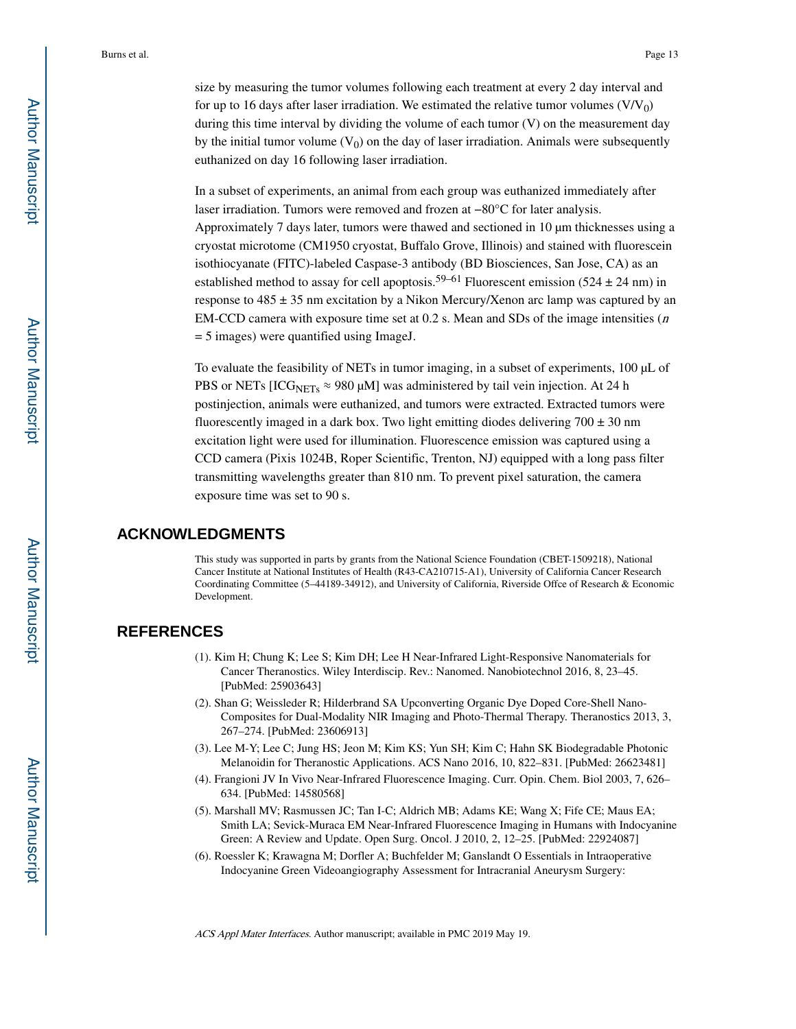size by measuring the tumor volumes following each treatment at every 2 day interval and for up to 16 days after laser irradiation. We estimated the relative tumor volumes ($V/V_0$) during this time interval by dividing the volume of each tumor (V) on the measurement day by the initial tumor volume ($V_0$) on the day of laser irradiation. Animals were subsequently euthanized on day 16 following laser irradiation.

In a subset of experiments, an animal from each group was euthanized immediately after laser irradiation. Tumors were removed and frozen at −80°C for later analysis. Approximately 7 days later, tumors were thawed and sectioned in 10 μm thicknesses using a cryostat microtome (CM1950 cryostat, Buffalo Grove, Illinois) and stained with fluorescein isothiocyanate (FITC)-labeled Caspase-3 antibody (BD Biosciences, San Jose, CA) as an established method to assay for cell apoptosis.[59–61] Fluorescent emission (524 ± 24 nm) in response to 485 ± 35 nm excitation by a Nikon Mercury/Xenon arc lamp was captured by an EM-CCD camera with exposure time set at 0.2 s. Mean and SDs of the image intensities ($n$ = 5 images) were quantified using ImageJ.

To evaluate the feasibility of NETs in tumor imaging, in a subset of experiments, 100 μL of PBS or NETs [$ICG_{NETs}$ ≈ 980 μM] was administered by tail vein injection. At 24 h postinjection, animals were euthanized, and tumors were extracted. Extracted tumors were fluorescently imaged in a dark box. Two light emitting diodes delivering 700 ± 30 nm excitation light were used for illumination. Fluorescence emission was captured using a CCD camera (Pixis 1024B, Roper Scientific, Trenton, NJ) equipped with a long pass filter transmitting wavelengths greater than 810 nm. To prevent pixel saturation, the camera exposure time was set to 90 s.

## ACKNOWLEDGMENTS

This study was supported in parts by grants from the National Science Foundation (CBET-1509218), National Cancer Institute at National Institutes of Health (R43-CA210715-A1), University of California Cancer Research Coordinating Committee (5–44189-34912), and University of California, Riverside Offce of Research & Economic Development.

## REFERENCES

(1). Kim H; Chung K; Lee S; Kim DH; Lee H Near-Infrared Light-Responsive Nanomaterials for Cancer Theranostics. Wiley Interdiscip. Rev.: Nanomed. Nanobiotechnol 2016, 8, 23–45. [PubMed: 25903643]

(2). Shan G; Weissleder R; Hilderbrand SA Upconverting Organic Dye Doped Core-Shell Nano-Composites for Dual-Modality NIR Imaging and Photo-Thermal Therapy. Theranostics 2013, 3, 267–274. [PubMed: 23606913]

(3). Lee M-Y; Lee C; Jung HS; Jeon M; Kim KS; Yun SH; Kim C; Hahn SK Biodegradable Photonic Melanoidin for Theranostic Applications. ACS Nano 2016, 10, 822–831. [PubMed: 26623481]

(4). Frangioni JV In Vivo Near-Infrared Fluorescence Imaging. Curr. Opin. Chem. Biol 2003, 7, 626–634. [PubMed: 14580568]

(5). Marshall MV; Rasmussen JC; Tan I-C; Aldrich MB; Adams KE; Wang X; Fife CE; Maus EA; Smith LA; Sevick-Muraca EM Near-Infrared Fluorescence Imaging in Humans with Indocyanine Green: A Review and Update. Open Surg. Oncol. J 2010, 2, 12–25. [PubMed: 22924087]

(6). Roessler K; Krawagna M; Dorfler A; Buchfelder M; Ganslandt O Essentials in Intraoperative Indocyanine Green Videoangiography Assessment for Intracranial Aneurysm Surgery: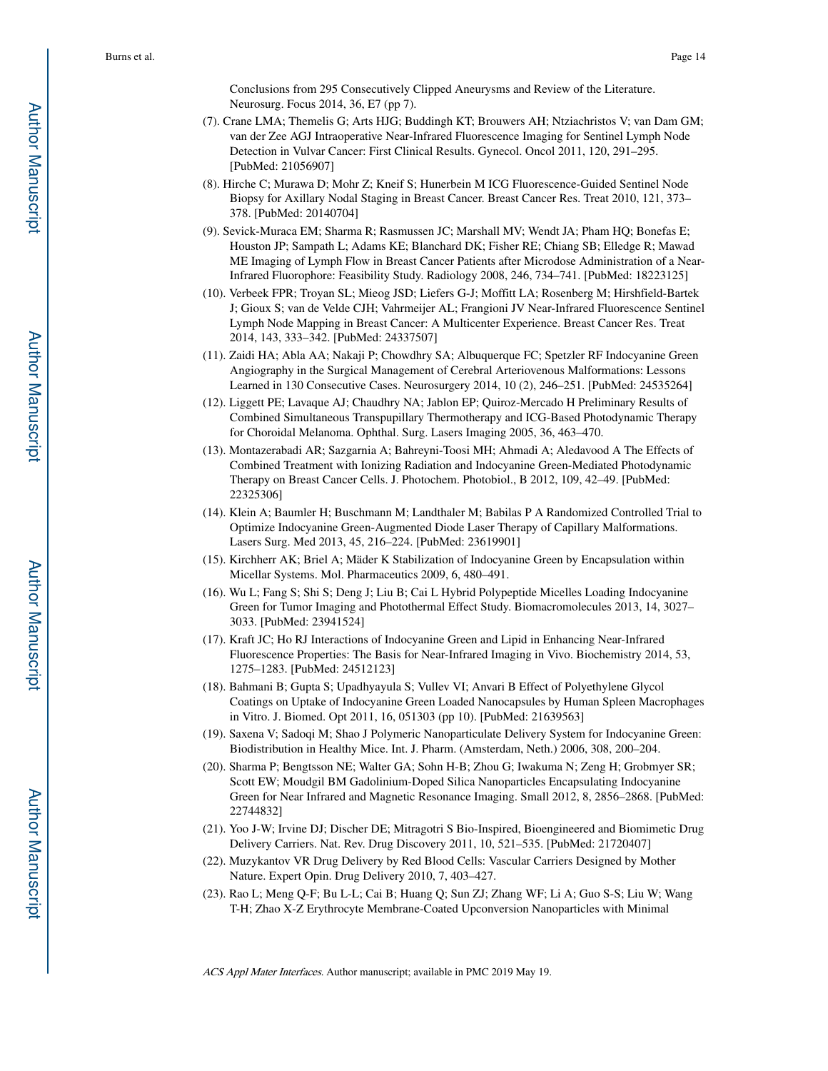Conclusions from 295 Consecutively Clipped Aneurysms and Review of the Literature. Neurosurg. Focus 2014, 36, E7 (pp 7).

(7). Crane LMA; Themelis G; Arts HJG; Buddingh KT; Brouwers AH; Ntziachristos V; van Dam GM; van der Zee AGJ Intraoperative Near-Infrared Fluorescence Imaging for Sentinel Lymph Node Detection in Vulvar Cancer: First Clinical Results. Gynecol. Oncol 2011, 120, 291–295. [PubMed: 21056907]

(8). Hirche C; Murawa D; Mohr Z; Kneif S; Hunerbein M ICG Fluorescence-Guided Sentinel Node Biopsy for Axillary Nodal Staging in Breast Cancer. Breast Cancer Res. Treat 2010, 121, 373–378. [PubMed: 20140704]

(9). Sevick-Muraca EM; Sharma R; Rasmussen JC; Marshall MV; Wendt JA; Pham HQ; Bonefas E; Houston JP; Sampath L; Adams KE; Blanchard DK; Fisher RE; Chiang SB; Elledge R; Mawad ME Imaging of Lymph Flow in Breast Cancer Patients after Microdose Administration of a Near-Infrared Fluorophore: Feasibility Study. Radiology 2008, 246, 734–741. [PubMed: 18223125]

(10). Verbeek FPR; Troyan SL; Mieog JSD; Liefers G-J; Moffitt LA; Rosenberg M; Hirshfield-Bartek J; Gioux S; van de Velde CJH; Vahrmeijer AL; Frangioni JV Near-Infrared Fluorescence Sentinel Lymph Node Mapping in Breast Cancer: A Multicenter Experience. Breast Cancer Res. Treat 2014, 143, 333–342. [PubMed: 24337507]

(11). Zaidi HA; Abla AA; Nakaji P; Chowdhry SA; Albuquerque FC; Spetzler RF Indocyanine Green Angiography in the Surgical Management of Cerebral Arteriovenous Malformations: Lessons Learned in 130 Consecutive Cases. Neurosurgery 2014, 10 (2), 246–251. [PubMed: 24535264]

(12). Liggett PE; Lavaque AJ; Chaudhry NA; Jablon EP; Quiroz-Mercado H Preliminary Results of Combined Simultaneous Transpupillary Thermotherapy and ICG-Based Photodynamic Therapy for Choroidal Melanoma. Ophthal. Surg. Lasers Imaging 2005, 36, 463–470.

(13). Montazerabadi AR; Sazgarnia A; Bahreyni-Toosi MH; Ahmadi A; Aledavood A The Effects of Combined Treatment with Ionizing Radiation and Indocyanine Green-Mediated Photodynamic Therapy on Breast Cancer Cells. J. Photochem. Photobiol., B 2012, 109, 42–49. [PubMed: 22325306]

(14). Klein A; Baumler H; Buschmann M; Landthaler M; Babilas P A Randomized Controlled Trial to Optimize Indocyanine Green-Augmented Diode Laser Therapy of Capillary Malformations. Lasers Surg. Med 2013, 45, 216–224. [PubMed: 23619901]

(15). Kirchherr AK; Briel A; Mäder K Stabilization of Indocyanine Green by Encapsulation within Micellar Systems. Mol. Pharmaceutics 2009, 6, 480–491.

(16). Wu L; Fang S; Shi S; Deng J; Liu B; Cai L Hybrid Polypeptide Micelles Loading Indocyanine Green for Tumor Imaging and Photothermal Effect Study. Biomacromolecules 2013, 14, 3027–3033. [PubMed: 23941524]

(17). Kraft JC; Ho RJ Interactions of Indocyanine Green and Lipid in Enhancing Near-Infrared Fluorescence Properties: The Basis for Near-Infrared Imaging in Vivo. Biochemistry 2014, 53, 1275–1283. [PubMed: 24512123]

(18). Bahmani B; Gupta S; Upadhyayula S; Vullev VI; Anvari B Effect of Polyethylene Glycol Coatings on Uptake of Indocyanine Green Loaded Nanocapsules by Human Spleen Macrophages in Vitro. J. Biomed. Opt 2011, 16, 051303 (pp 10). [PubMed: 21639563]

(19). Saxena V; Sadoqi M; Shao J Polymeric Nanoparticulate Delivery System for Indocyanine Green: Biodistribution in Healthy Mice. Int. J. Pharm. (Amsterdam, Neth.) 2006, 308, 200–204.

(20). Sharma P; Bengtsson NE; Walter GA; Sohn H-B; Zhou G; Iwakuma N; Zeng H; Grobmyer SR; Scott EW; Moudgil BM Gadolinium-Doped Silica Nanoparticles Encapsulating Indocyanine Green for Near Infrared and Magnetic Resonance Imaging. Small 2012, 8, 2856–2868. [PubMed: 22744832]

(21). Yoo J-W; Irvine DJ; Discher DE; Mitragotri S Bio-Inspired, Bioengineered and Biomimetic Drug Delivery Carriers. Nat. Rev. Drug Discovery 2011, 10, 521–535. [PubMed: 21720407]

(22). Muzykantov VR Drug Delivery by Red Blood Cells: Vascular Carriers Designed by Mother Nature. Expert Opin. Drug Delivery 2010, 7, 403–427.

(23). Rao L; Meng Q-F; Bu L-L; Cai B; Huang Q; Sun ZJ; Zhang WF; Li A; Guo S-S; Liu W; Wang T-H; Zhao X-Z Erythrocyte Membrane-Coated Upconversion Nanoparticles with Minimal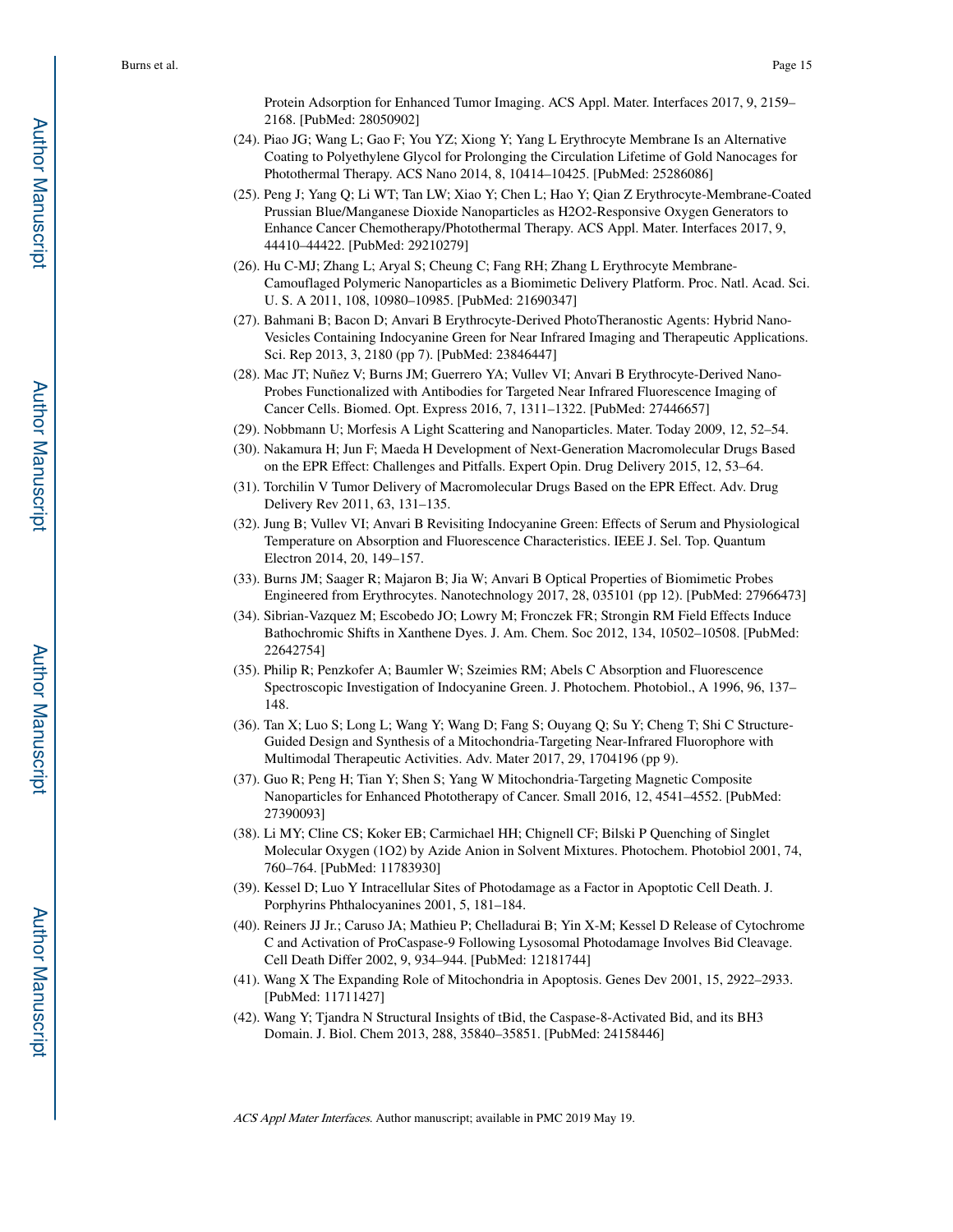Protein Adsorption for Enhanced Tumor Imaging. ACS Appl. Mater. Interfaces 2017, 9, 2159–2168. [PubMed: 28050902]

(24). Piao JG; Wang L; Gao F; You YZ; Xiong Y; Yang L Erythrocyte Membrane Is an Alternative Coating to Polyethylene Glycol for Prolonging the Circulation Lifetime of Gold Nanocages for Photothermal Therapy. ACS Nano 2014, 8, 10414–10425. [PubMed: 25286086]

(25). Peng J; Yang Q; Li WT; Tan LW; Xiao Y; Chen L; Hao Y; Qian Z Erythrocyte-Membrane-Coated Prussian Blue/Manganese Dioxide Nanoparticles as H2O2-Responsive Oxygen Generators to Enhance Cancer Chemotherapy/Photothermal Therapy. ACS Appl. Mater. Interfaces 2017, 9, 44410–44422. [PubMed: 29210279]

(26). Hu C-MJ; Zhang L; Aryal S; Cheung C; Fang RH; Zhang L Erythrocyte Membrane-Camouflaged Polymeric Nanoparticles as a Biomimetic Delivery Platform. Proc. Natl. Acad. Sci. U. S. A 2011, 108, 10980–10985. [PubMed: 21690347]

(27). Bahmani B; Bacon D; Anvari B Erythrocyte-Derived PhotoTheranostic Agents: Hybrid Nano-Vesicles Containing Indocyanine Green for Near Infrared Imaging and Therapeutic Applications. Sci. Rep 2013, 3, 2180 (pp 7). [PubMed: 23846447]

(28). Mac JT; Nuñez V; Burns JM; Guerrero YA; Vullev VI; Anvari B Erythrocyte-Derived Nano-Probes Functionalized with Antibodies for Targeted Near Infrared Fluorescence Imaging of Cancer Cells. Biomed. Opt. Express 2016, 7, 1311–1322. [PubMed: 27446657]

(29). Nobbmann U; Morfesis A Light Scattering and Nanoparticles. Mater. Today 2009, 12, 52–54.

(30). Nakamura H; Jun F; Maeda H Development of Next-Generation Macromolecular Drugs Based on the EPR Effect: Challenges and Pitfalls. Expert Opin. Drug Delivery 2015, 12, 53–64.

(31). Torchilin V Tumor Delivery of Macromolecular Drugs Based on the EPR Effect. Adv. Drug Delivery Rev 2011, 63, 131–135.

(32). Jung B; Vullev VI; Anvari B Revisiting Indocyanine Green: Effects of Serum and Physiological Temperature on Absorption and Fluorescence Characteristics. IEEE J. Sel. Top. Quantum Electron 2014, 20, 149–157.

(33). Burns JM; Saager R; Majaron B; Jia W; Anvari B Optical Properties of Biomimetic Probes Engineered from Erythrocytes. Nanotechnology 2017, 28, 035101 (pp 12). [PubMed: 27966473]

(34). Sibrian-Vazquez M; Escobedo JO; Lowry M; Fronczek FR; Strongin RM Field Effects Induce Bathochromic Shifts in Xanthene Dyes. J. Am. Chem. Soc 2012, 134, 10502–10508. [PubMed: 22642754]

(35). Philip R; Penzkofer A; Baumler W; Szeimies RM; Abels C Absorption and Fluorescence Spectroscopic Investigation of Indocyanine Green. J. Photochem. Photobiol., A 1996, 96, 137–148.

(36). Tan X; Luo S; Long L; Wang Y; Wang D; Fang S; Ouyang Q; Su Y; Cheng T; Shi C Structure-Guided Design and Synthesis of a Mitochondria-Targeting Near-Infrared Fluorophore with Multimodal Therapeutic Activities. Adv. Mater 2017, 29, 1704196 (pp 9).

(37). Guo R; Peng H; Tian Y; Shen S; Yang W Mitochondria-Targeting Magnetic Composite Nanoparticles for Enhanced Phototherapy of Cancer. Small 2016, 12, 4541–4552. [PubMed: 27390093]

(38). Li MY; Cline CS; Koker EB; Carmichael HH; Chignell CF; Bilski P Quenching of Singlet Molecular Oxygen (1O2) by Azide Anion in Solvent Mixtures. Photochem. Photobiol 2001, 74, 760–764. [PubMed: 11783930]

(39). Kessel D; Luo Y Intracellular Sites of Photodamage as a Factor in Apoptotic Cell Death. J. Porphyrins Phthalocyanines 2001, 5, 181–184.

(40). Reiners JJ Jr.; Caruso JA; Mathieu P; Chelladurai B; Yin X-M; Kessel D Release of Cytochrome C and Activation of ProCaspase-9 Following Lysosomal Photodamage Involves Bid Cleavage. Cell Death Differ 2002, 9, 934–944. [PubMed: 12181744]

(41). Wang X The Expanding Role of Mitochondria in Apoptosis. Genes Dev 2001, 15, 2922–2933. [PubMed: 11711427]

(42). Wang Y; Tjandra N Structural Insights of tBid, the Caspase-8-Activated Bid, and its BH3 Domain. J. Biol. Chem 2013, 288, 35840–35851. [PubMed: 24158446]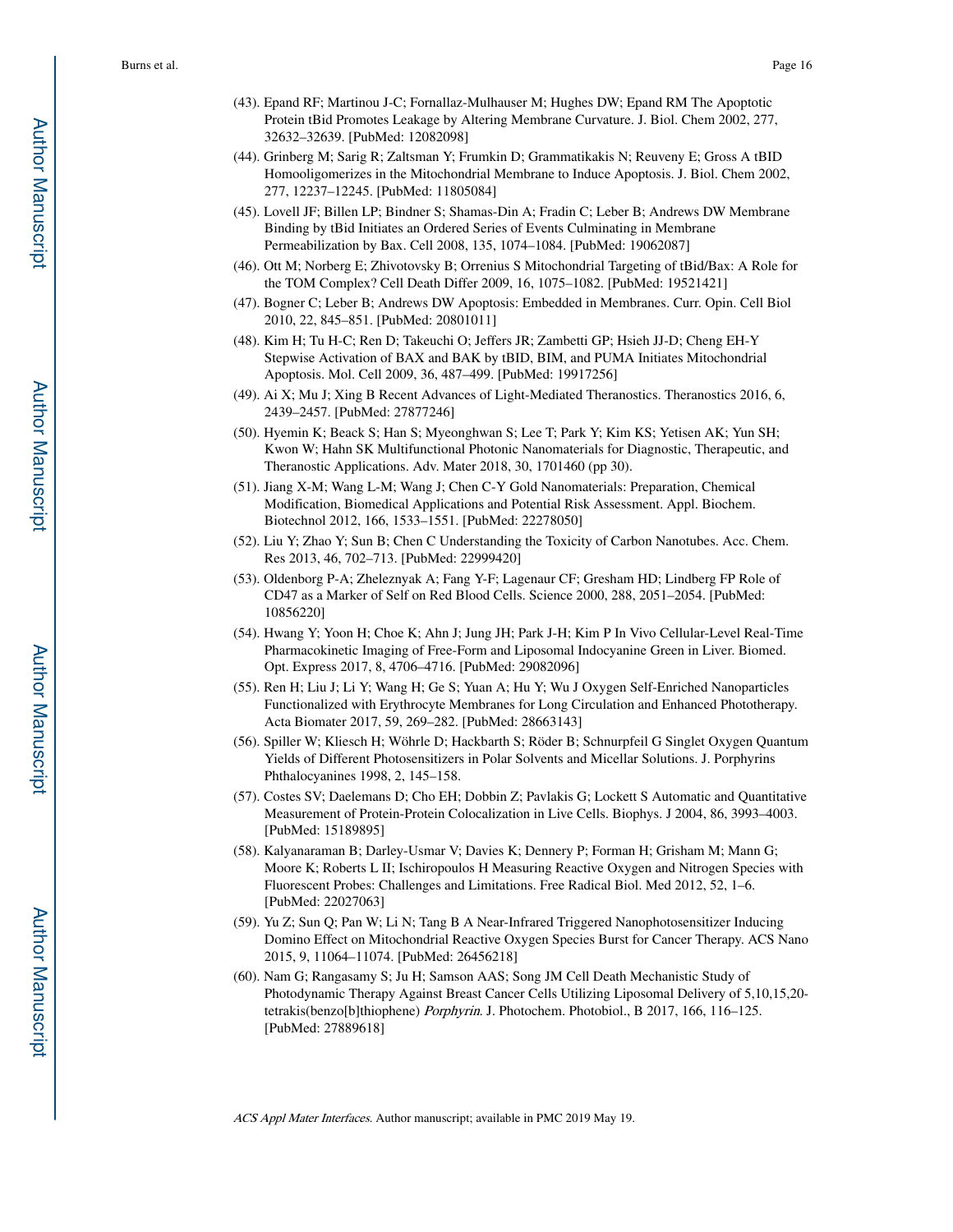(43). Epand RF; Martinou J-C; Fornallaz-Mulhauser M; Hughes DW; Epand RM The Apoptotic Protein tBid Promotes Leakage by Altering Membrane Curvature. J. Biol. Chem 2002, 277, 32632–32639. [PubMed: 12082098]

(44). Grinberg M; Sarig R; Zaltsman Y; Frumkin D; Grammatikakis N; Reuveny E; Gross A tBID Homooligomerizes in the Mitochondrial Membrane to Induce Apoptosis. J. Biol. Chem 2002, 277, 12237–12245. [PubMed: 11805084]

(45). Lovell JF; Billen LP; Bindner S; Shamas-Din A; Fradin C; Leber B; Andrews DW Membrane Binding by tBid Initiates an Ordered Series of Events Culminating in Membrane Permeabilization by Bax. Cell 2008, 135, 1074–1084. [PubMed: 19062087]

(46). Ott M; Norberg E; Zhivotovsky B; Orrenius S Mitochondrial Targeting of tBid/Bax: A Role for the TOM Complex? Cell Death Differ 2009, 16, 1075–1082. [PubMed: 19521421]

(47). Bogner C; Leber B; Andrews DW Apoptosis: Embedded in Membranes. Curr. Opin. Cell Biol 2010, 22, 845–851. [PubMed: 20801011]

(48). Kim H; Tu H-C; Ren D; Takeuchi O; Jeffers JR; Zambetti GP; Hsieh JJ-D; Cheng EH-Y Stepwise Activation of BAX and BAK by tBID, BIM, and PUMA Initiates Mitochondrial Apoptosis. Mol. Cell 2009, 36, 487–499. [PubMed: 19917256]

(49). Ai X; Mu J; Xing B Recent Advances of Light-Mediated Theranostics. Theranostics 2016, 6, 2439–2457. [PubMed: 27877246]

(50). Hyemin K; Beack S; Han S; Myeonghwan S; Lee T; Park Y; Kim KS; Yetisen AK; Yun SH; Kwon W; Hahn SK Multifunctional Photonic Nanomaterials for Diagnostic, Therapeutic, and Theranostic Applications. Adv. Mater 2018, 30, 1701460 (pp 30).

(51). Jiang X-M; Wang L-M; Wang J; Chen C-Y Gold Nanomaterials: Preparation, Chemical Modification, Biomedical Applications and Potential Risk Assessment. Appl. Biochem. Biotechnol 2012, 166, 1533–1551. [PubMed: 22278050]

(52). Liu Y; Zhao Y; Sun B; Chen C Understanding the Toxicity of Carbon Nanotubes. Acc. Chem. Res 2013, 46, 702–713. [PubMed: 22999420]

(53). Oldenborg P-A; Zheleznyak A; Fang Y-F; Lagenaur CF; Gresham HD; Lindberg FP Role of CD47 as a Marker of Self on Red Blood Cells. Science 2000, 288, 2051–2054. [PubMed: 10856220]

(54). Hwang Y; Yoon H; Choe K; Ahn J; Jung JH; Park J-H; Kim P In Vivo Cellular-Level Real-Time Pharmacokinetic Imaging of Free-Form and Liposomal Indocyanine Green in Liver. Biomed. Opt. Express 2017, 8, 4706–4716. [PubMed: 29082096]

(55). Ren H; Liu J; Li Y; Wang H; Ge S; Yuan A; Hu Y; Wu J Oxygen Self-Enriched Nanoparticles Functionalized with Erythrocyte Membranes for Long Circulation and Enhanced Phototherapy. Acta Biomater 2017, 59, 269–282. [PubMed: 28663143]

(56). Spiller W; Kliesch H; Wöhrle D; Hackbarth S; Röder B; Schnurpfeil G Singlet Oxygen Quantum Yields of Different Photosensitizers in Polar Solvents and Micellar Solutions. J. Porphyrins Phthalocyanines 1998, 2, 145–158.

(57). Costes SV; Daelemans D; Cho EH; Dobbin Z; Pavlakis G; Lockett S Automatic and Quantitative Measurement of Protein-Protein Colocalization in Live Cells. Biophys. J 2004, 86, 3993–4003. [PubMed: 15189895]

(58). Kalyanaraman B; Darley-Usmar V; Davies K; Dennery P; Forman H; Grisham M; Mann G; Moore K; Roberts L II; Ischiropoulos H Measuring Reactive Oxygen and Nitrogen Species with Fluorescent Probes: Challenges and Limitations. Free Radical Biol. Med 2012, 52, 1–6. [PubMed: 22027063]

(59). Yu Z; Sun Q; Pan W; Li N; Tang B A Near-Infrared Triggered Nanophotosensitizer Inducing Domino Effect on Mitochondrial Reactive Oxygen Species Burst for Cancer Therapy. ACS Nano 2015, 9, 11064–11074. [PubMed: 26456218]

(60). Nam G; Rangasamy S; Ju H; Samson AAS; Song JM Cell Death Mechanistic Study of Photodynamic Therapy Against Breast Cancer Cells Utilizing Liposomal Delivery of 5,10,15,20-tetrakis(benzo[b]thiophene) *Porphyrin*. J. Photochem. Photobiol., B 2017, 166, 116–125. [PubMed: 27889618]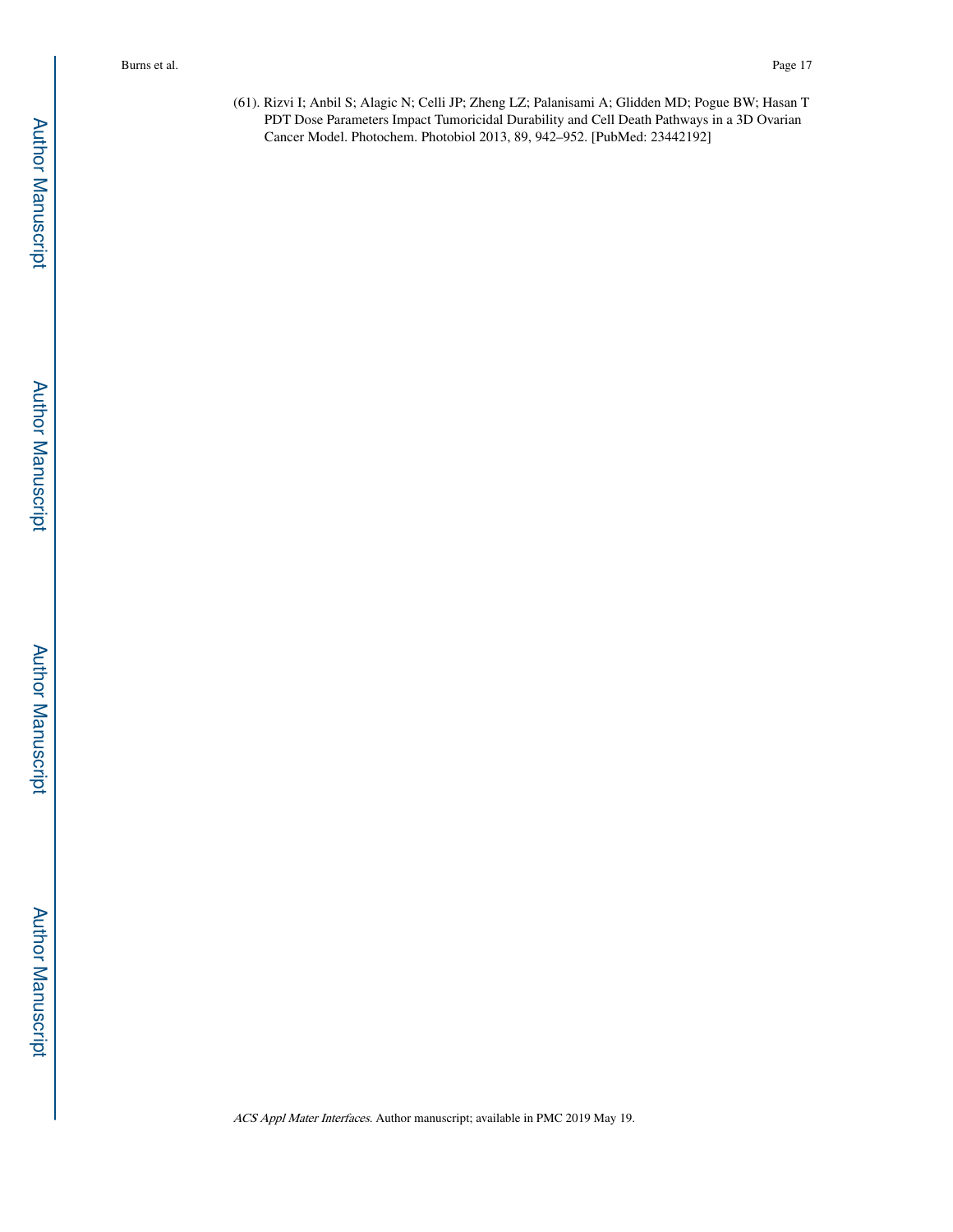(61). Rizvi I; Anbil S; Alagic N; Celli JP; Zheng LZ; Palanisami A; Glidden MD; Pogue BW; Hasan T PDT Dose Parameters Impact Tumoricidal Durability and Cell Death Pathways in a 3D Ovarian Cancer Model. Photochem. Photobiol 2013, 89, 942–952. [PubMed: 23442192]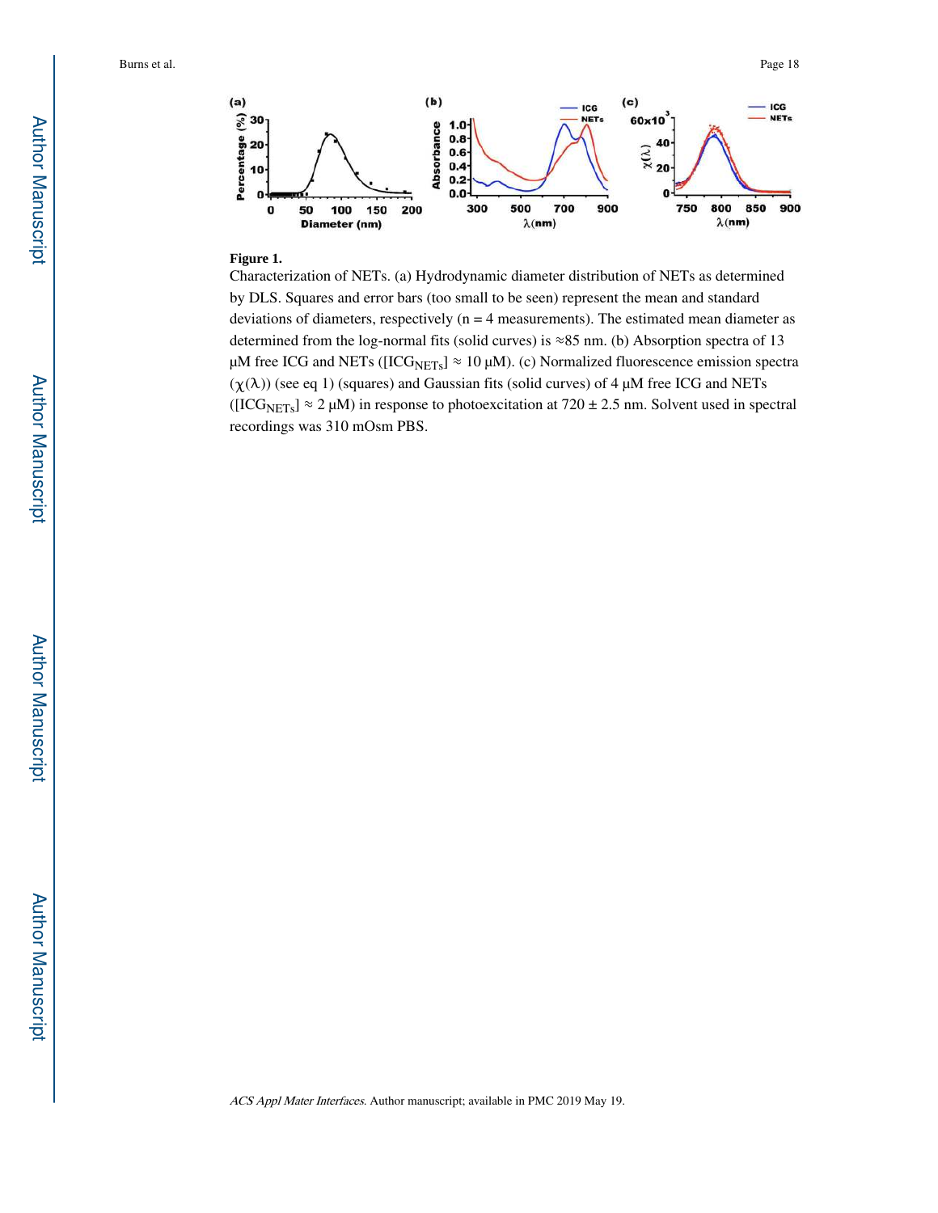**Figure 1.**

Characterization of NETs. (a) Hydrodynamic diameter distribution of NETs as determined by DLS. Squares and error bars (too small to be seen) represent the mean and standard deviations of diameters, respectively (n = 4 measurements). The estimated mean diameter as determined from the log-normal fits (solid curves) is ≈85 nm. (b) Absorption spectra of 13 μM free ICG and NETs ($[ICG_{NETs}] \approx 10$ μM). (c) Normalized fluorescence emission spectra ($\chi(\lambda)$) (see eq 1) (squares) and Gaussian fits (solid curves) of 4 μM free ICG and NETs ($[ICG_{NETs}] \approx 2$ μM) in response to photoexcitation at 720 ± 2.5 nm. Solvent used in spectral recordings was 310 mOsm PBS.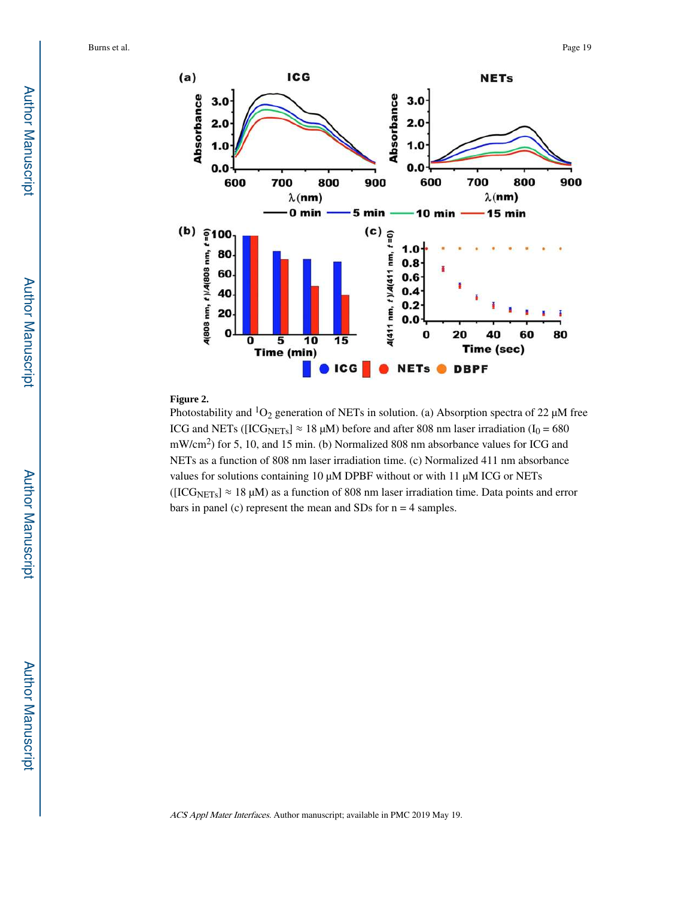**Figure 2.**

Photostability and $^{1}O_{2}$ generation of NETs in solution. (a) Absorption spectra of 22 μM free ICG and NETs ($[ICG_{NETs}] \approx 18$ μM) before and after 808 nm laser irradiation ($I_0 = 680$ mW/cm$^2$) for 5, 10, and 15 min. (b) Normalized 808 nm absorbance values for ICG and NETs as a function of 808 nm laser irradiation time. (c) Normalized 411 nm absorbance values for solutions containing 10 μM DPBF without or with 11 μM ICG or NETs ($[ICG_{NETs}] \approx 18$ μM) as a function of 808 nm laser irradiation time. Data points and error bars in panel (c) represent the mean and SDs for n = 4 samples.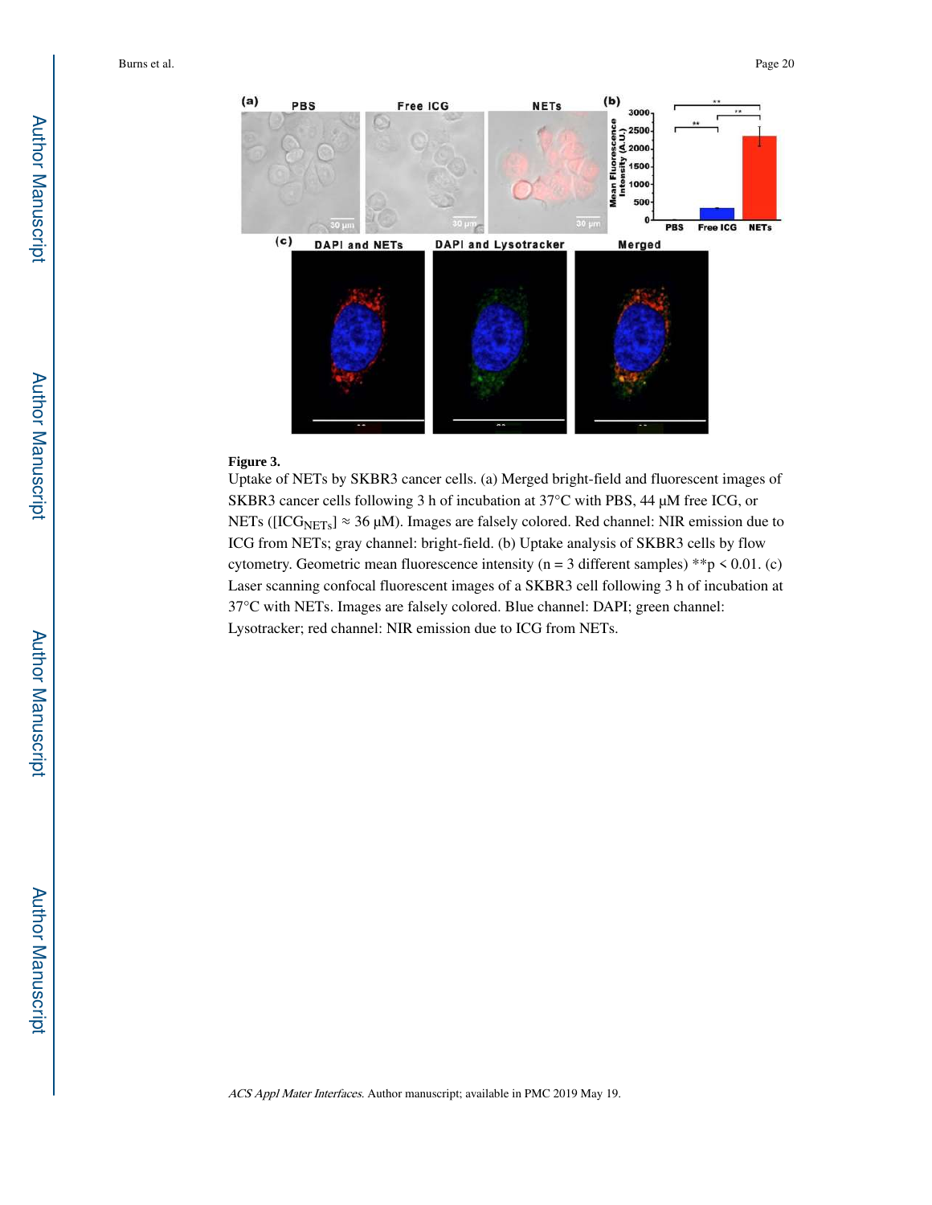**Figure 3.**

Uptake of NETs by SKBR3 cancer cells. (a) Merged bright-field and fluorescent images of SKBR3 cancer cells following 3 h of incubation at 37°C with PBS, 44 μM free ICG, or NETs ($[ICG_{NETs}] \approx 36$ μM). Images are falsely colored. Red channel: NIR emission due to ICG from NETs; gray channel: bright-field. (b) Uptake analysis of SKBR3 cells by flow cytometry. Geometric mean fluorescence intensity (n = 3 different samples) $^{**}p < 0.01$. (c) Laser scanning confocal fluorescent images of a SKBR3 cell following 3 h of incubation at 37°C with NETs. Images are falsely colored. Blue channel: DAPI; green channel: Lysotracker; red channel: NIR emission due to ICG from NETs.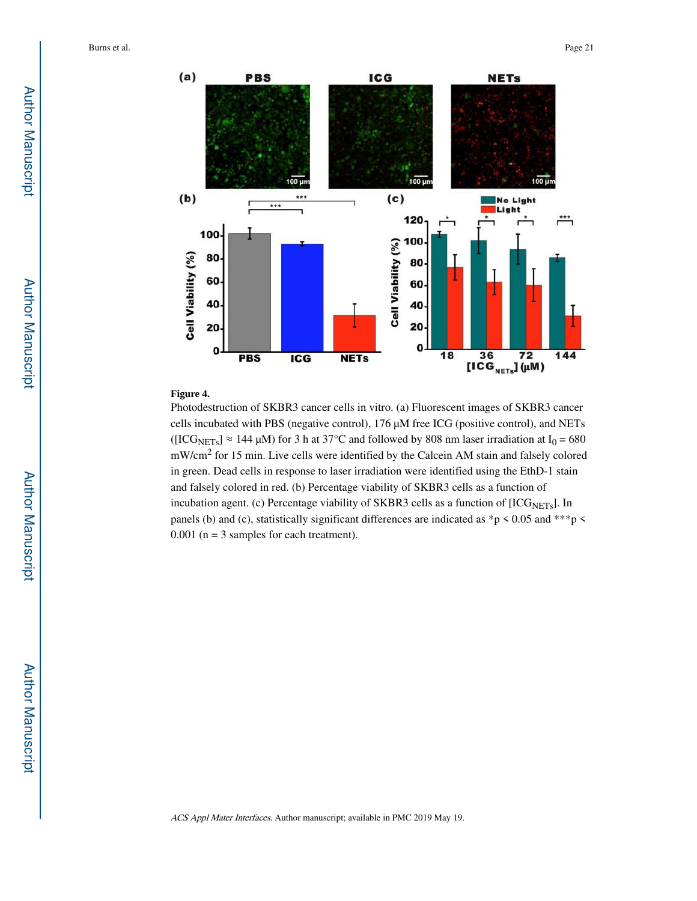**Figure 4.**

Photodestruction of SKBR3 cancer cells in vitro. (a) Fluorescent images of SKBR3 cancer cells incubated with PBS (negative control), 176 μM free ICG (positive control), and NETs ($[ICG_{NETs}] \approx 144$ μM) for 3 h at 37°C and followed by 808 nm laser irradiation at $I_0 = 680$ mW/cm$^2$ for 15 min. Live cells were identified by the Calcein AM stain and falsely colored in green. Dead cells in response to laser irradiation were identified using the EthD-1 stain and falsely colored in red. (b) Percentage viability of SKBR3 cells as a function of incubation agent. (c) Percentage viability of SKBR3 cells as a function of $[ICG_{NETs}]$. In panels (b) and (c), statistically significant differences are indicated as *$p < 0.05$ and ***$p < 0.001$ ($n = 3$ samples for each treatment).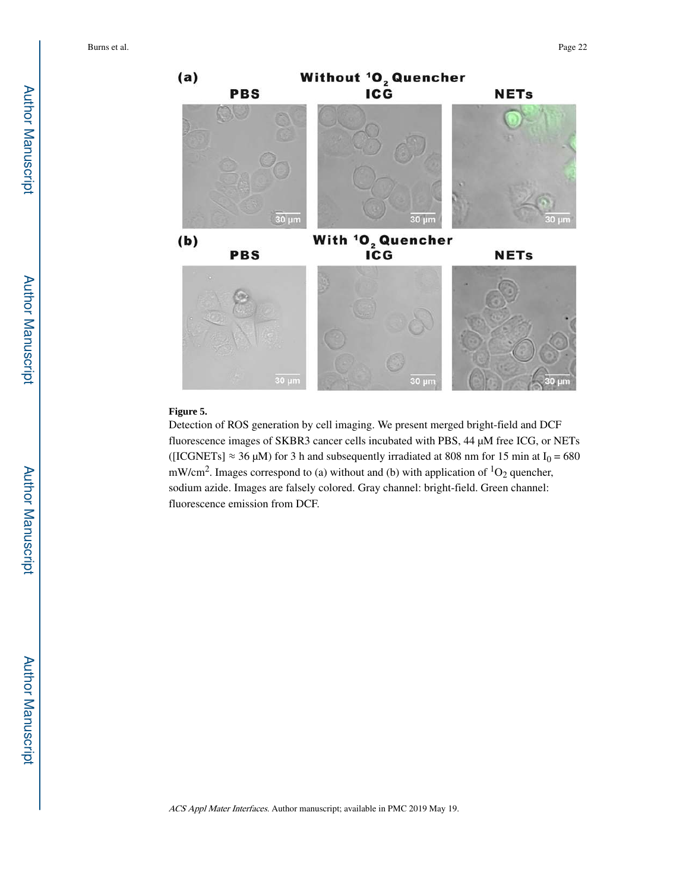**Figure 5.**

Detection of ROS generation by cell imaging. We present merged bright-field and DCF fluorescence images of SKBR3 cancer cells incubated with PBS, 44 μM free ICG, or NETs ([ICGNETs] ≈ 36 μM) for 3 h and subsequently irradiated at 808 nm for 15 min at $I_0$ = 680 mW/cm$^2$. Images correspond to (a) without and (b) with application of $^1O_2$ quencher, sodium azide. Images are falsely colored. Gray channel: bright-field. Green channel: fluorescence emission from DCF.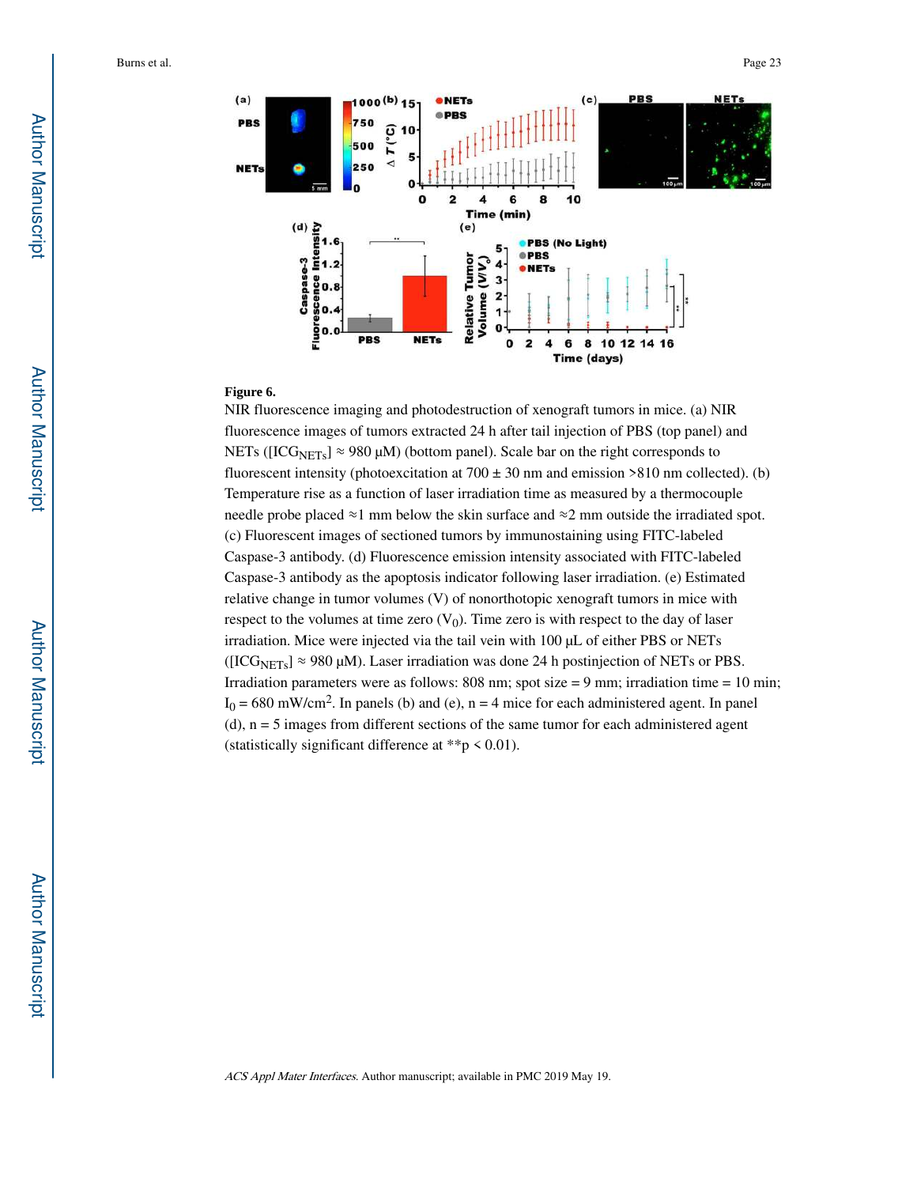(a)

PBS

NETs

5 mm

1000

750

500

250

0

(b)

15

10

5

0

$\Delta T$ (°C)

NETs

PBS

0 2 4 6 8 10

Time (min)

(c)

PBS

NETs

100 μm

100 μm

(d)

Caspase-3 Fluorescence Intensity

1.6

1.2

0.8

0.4

0.0

**

PBS

NETs

(e)

Relative Tumor Volume ($V/V_o$)

5

4

3

2

1

0

PBS (No Light)

PBS

NETs

**

**

0 2 4 6 8 10 12 14 16

Time (days)

**Figure 6.**

NIR fluorescence imaging and photodestruction of xenograft tumors in mice. (a) NIR fluorescence images of tumors extracted 24 h after tail injection of PBS (top panel) and NETs ($[ICG_{NETs}] \approx 980$ μM) (bottom panel). Scale bar on the right corresponds to fluorescent intensity (photoexcitation at 700 ± 30 nm and emission >810 nm collected). (b) Temperature rise as a function of laser irradiation time as measured by a thermocouple needle probe placed ≈1 mm below the skin surface and ≈2 mm outside the irradiated spot. (c) Fluorescent images of sectioned tumors by immunostaining using FITC-labeled Caspase-3 antibody. (d) Fluorescence emission intensity associated with FITC-labeled Caspase-3 antibody as the apoptosis indicator following laser irradiation. (e) Estimated relative change in tumor volumes (V) of nonorthotopic xenograft tumors in mice with respect to the volumes at time zero ($V_0$). Time zero is with respect to the day of laser irradiation. Mice were injected via the tail vein with 100 μL of either PBS or NETs ($[ICG_{NETs}] \approx 980$ μM). Laser irradiation was done 24 h postinjection of NETs or PBS. Irradiation parameters were as follows: 808 nm; spot size = 9 mm; irradiation time = 10 min; $I_0 = 680$ mW/cm$^2$. In panels (b) and (e), n = 4 mice for each administered agent. In panel (d), n = 5 images from different sections of the same tumor for each administered agent (statistically significant difference at $^{**}p < 0.01$).